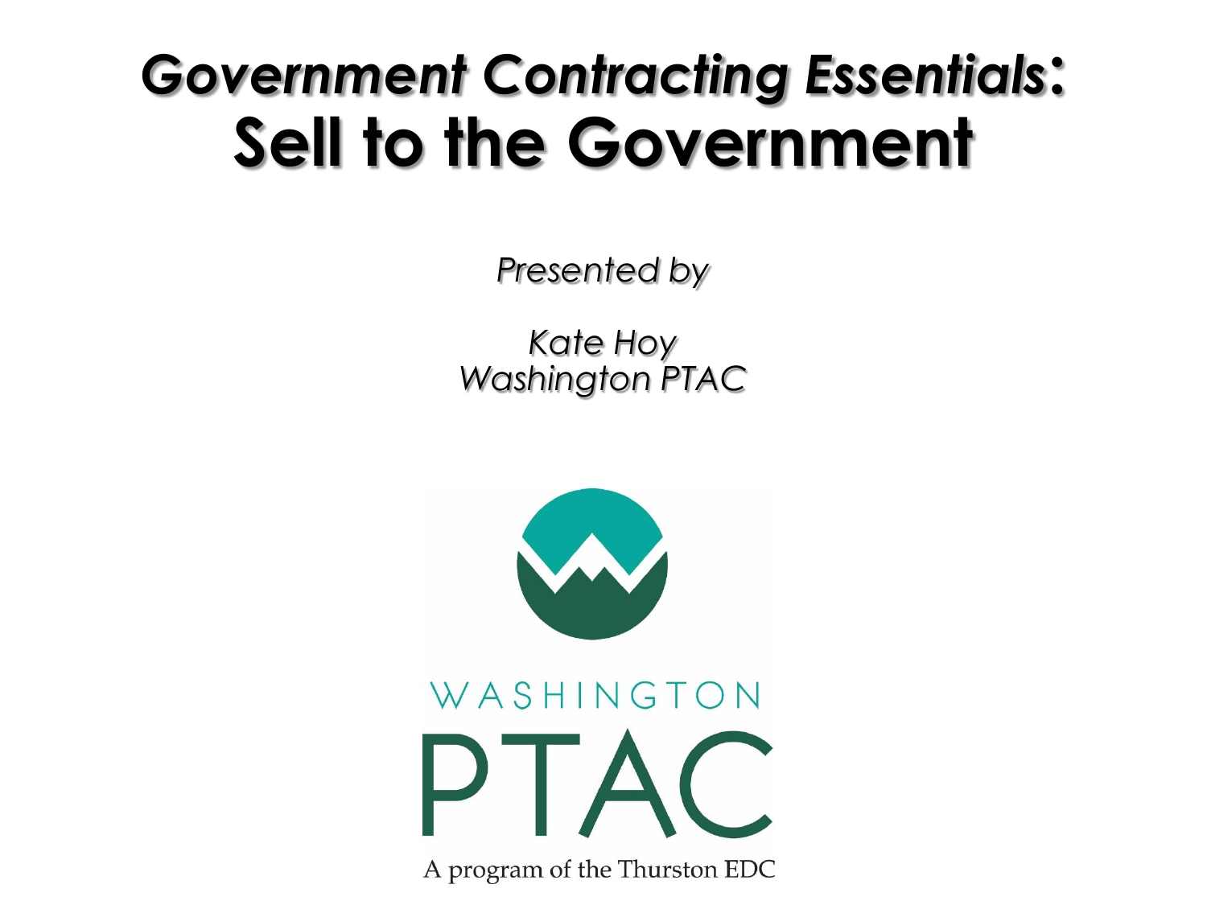# *Government Contracting Essentials*: Sell to the Government

*Presented by*

*Kate Hoy*
*Washington PTAC*

WASHINGTON
PTAC
A program of the Thurston EDC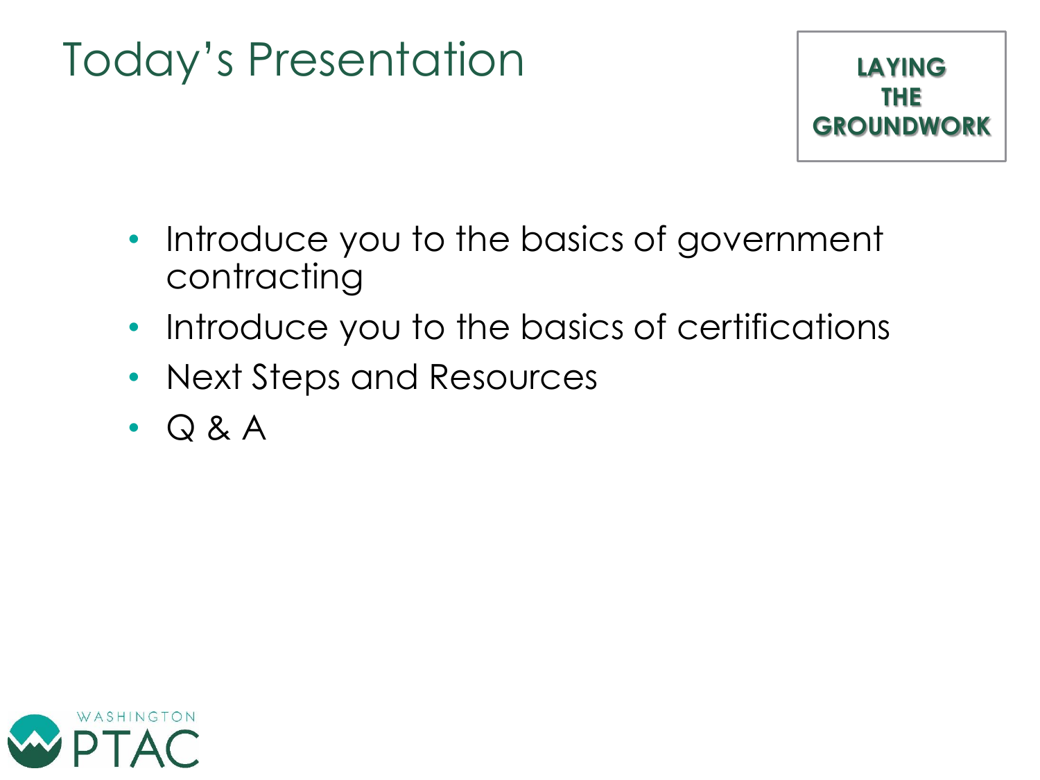# Today's Presentation

**LAYING THE GROUNDWORK**

- Introduce you to the basics of government contracting
- Introduce you to the basics of certifications
- Next Steps and Resources
- Q & A

WASHINGTON PTAC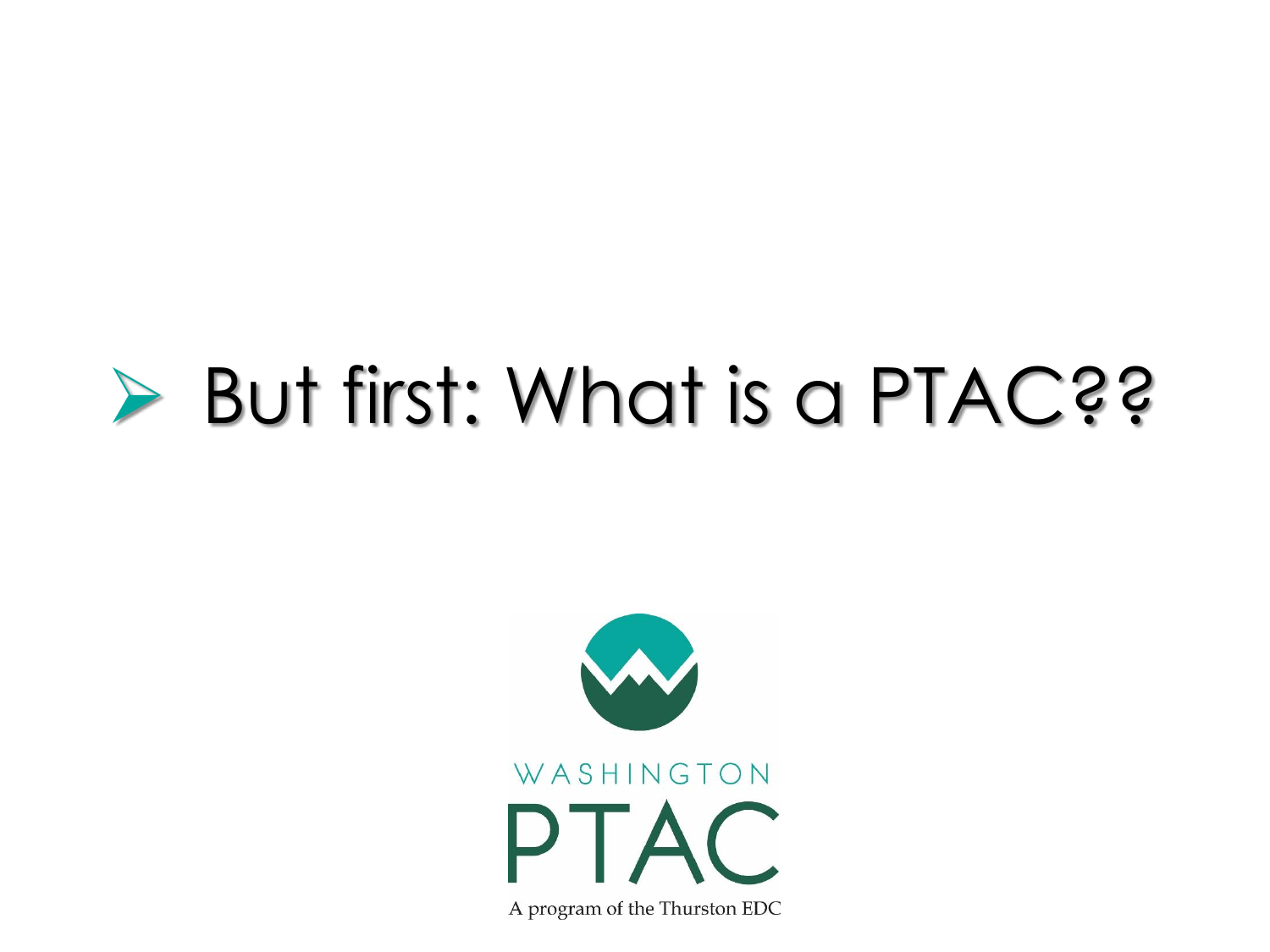- But first: What is a PTAC??

WASHINGTON

PTAC

A program of the Thurston EDC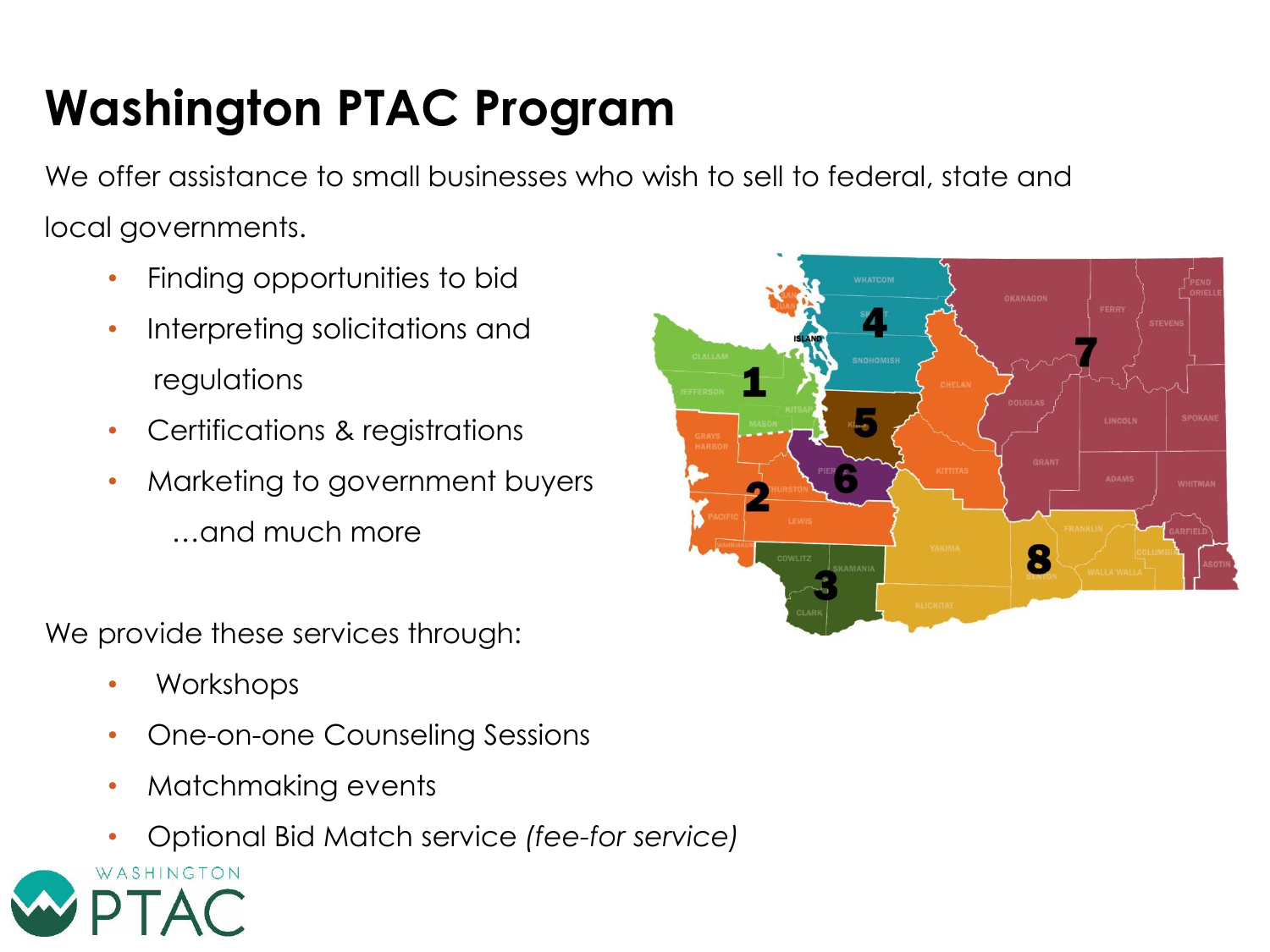# Washington PTAC Program

We offer assistance to small businesses who wish to sell to federal, state and local governments.

- Finding opportunities to bid
- Interpreting solicitations and regulations
- Certifications & registrations
- Marketing to government buyers

…and much more

We provide these services through:

- Workshops
- One-on-one Counseling Sessions
- Matchmaking events
- Optional Bid Match service *(fee-for service)*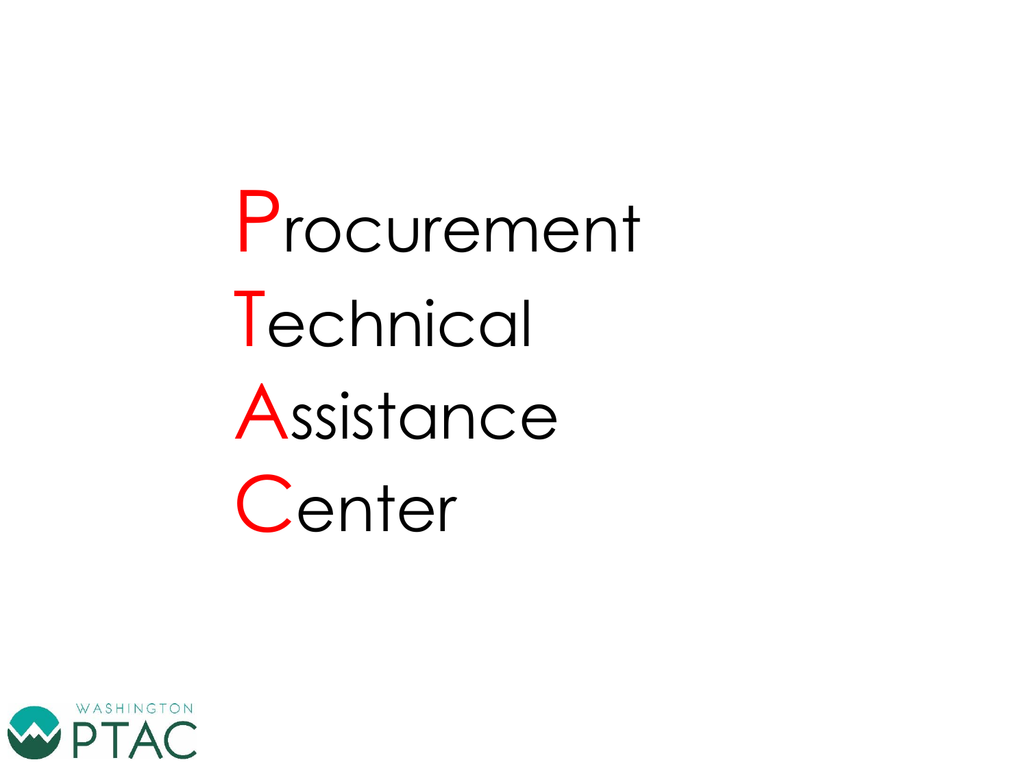**P**rocurement

**T**echnical

**A**ssistance

**C**enter

WASHINGTON PTAC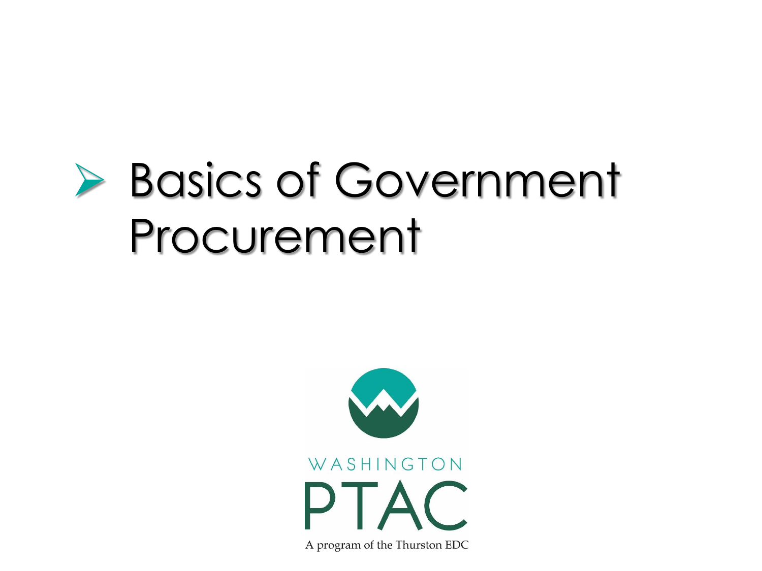# Basics of Government Procurement

WASHINGTON

PTAC

A program of the Thurston EDC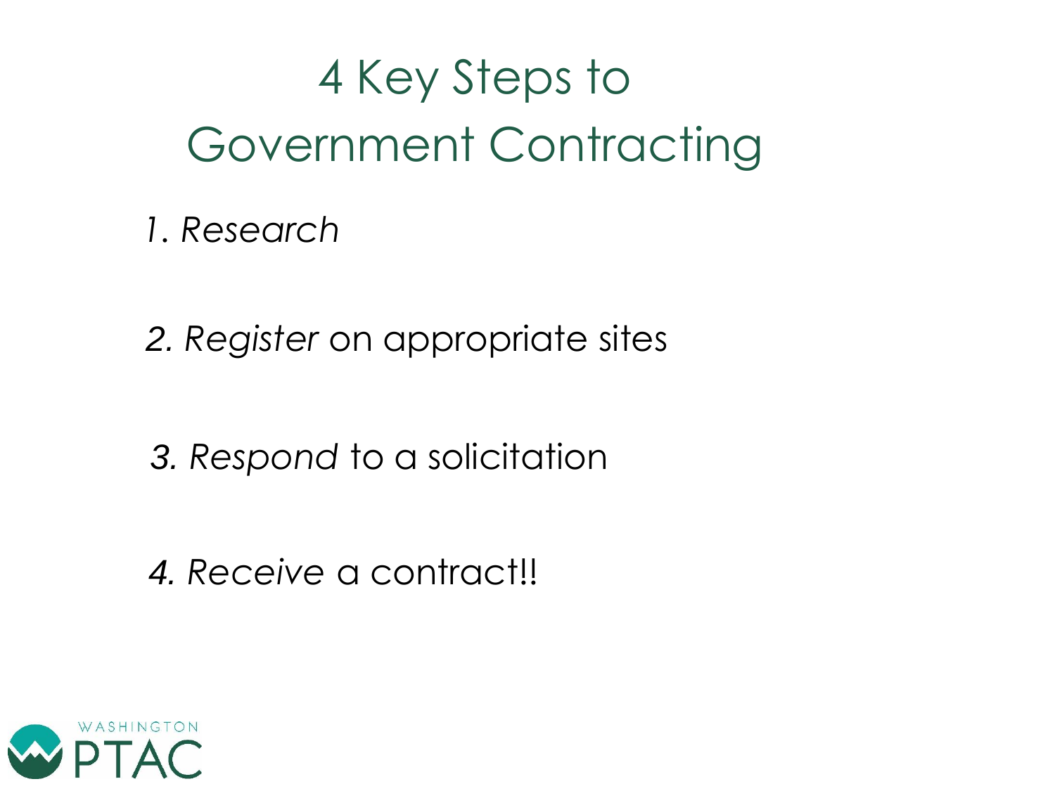# 4 Key Steps to Government Contracting

1. *Research*

2. *Register* on appropriate sites

3. *Respond* to a solicitation

4. *Receive* a contract!!

WASHINGTON PTAC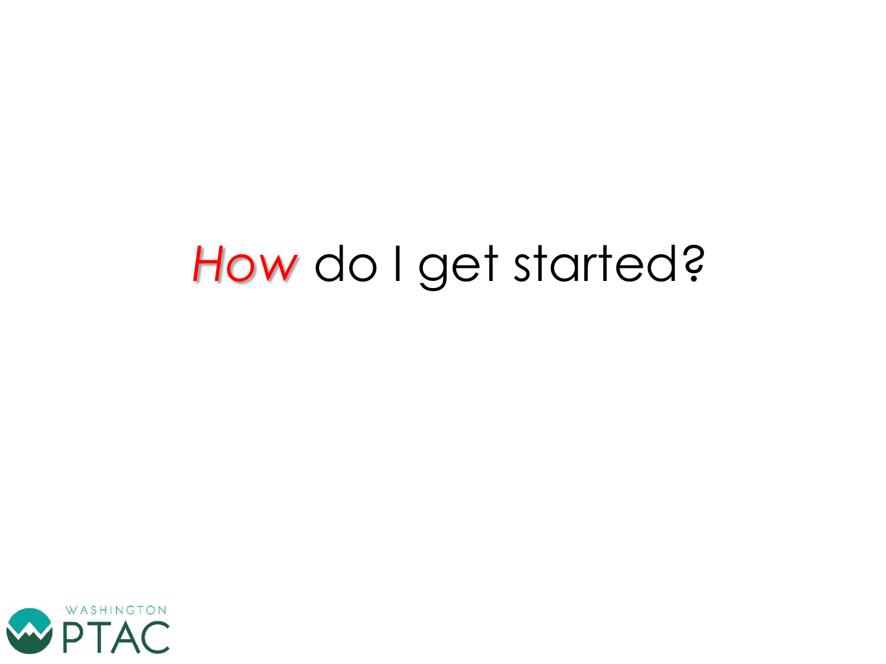# *How* do I get started?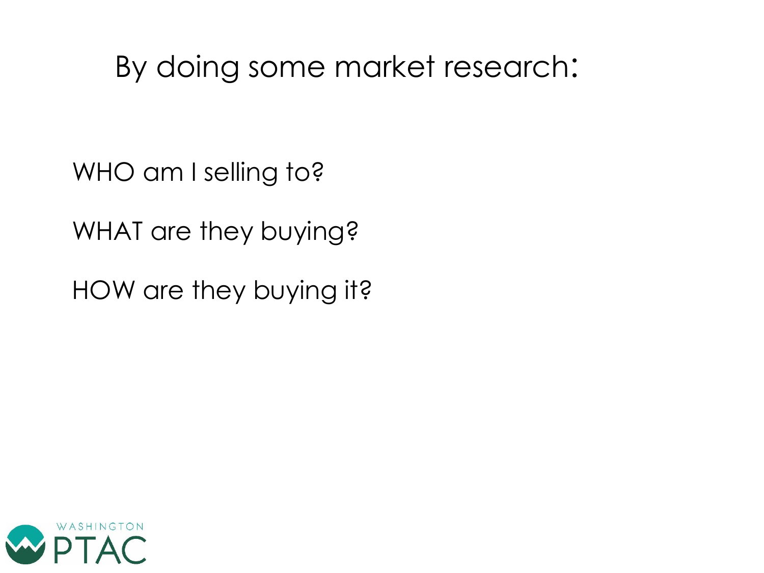# By doing some market research:

WHO am I selling to?

WHAT are they buying?

HOW are they buying it?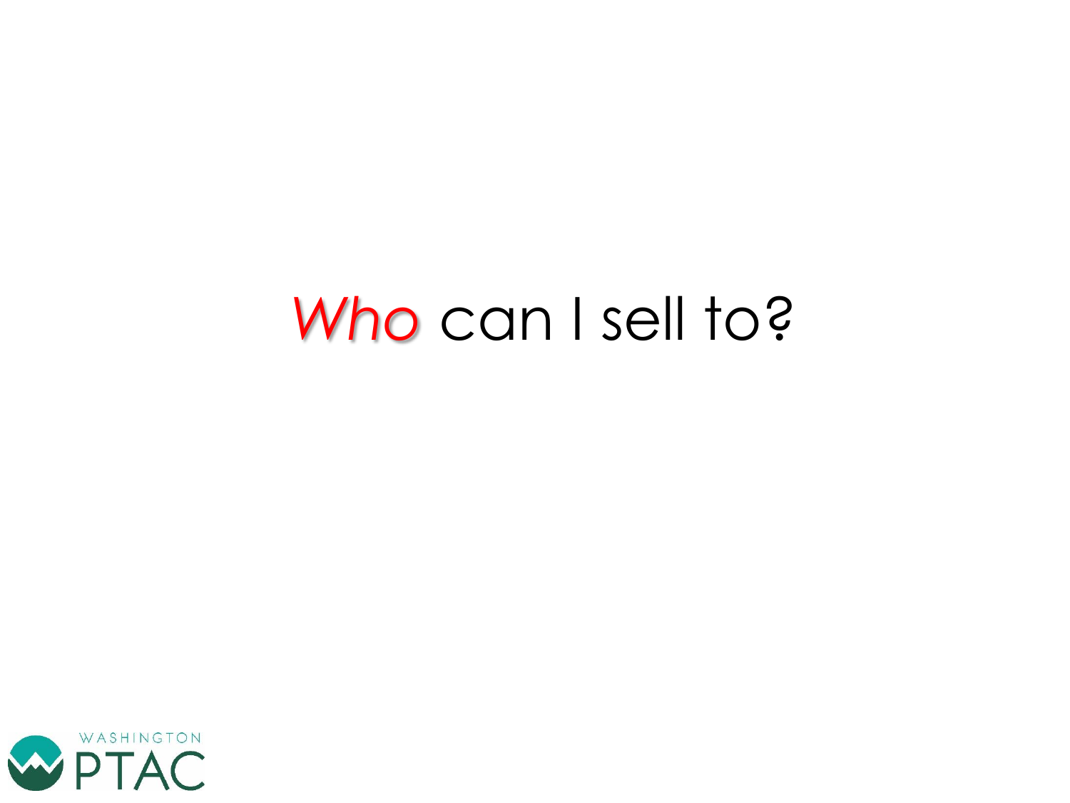# *Who* can I sell to?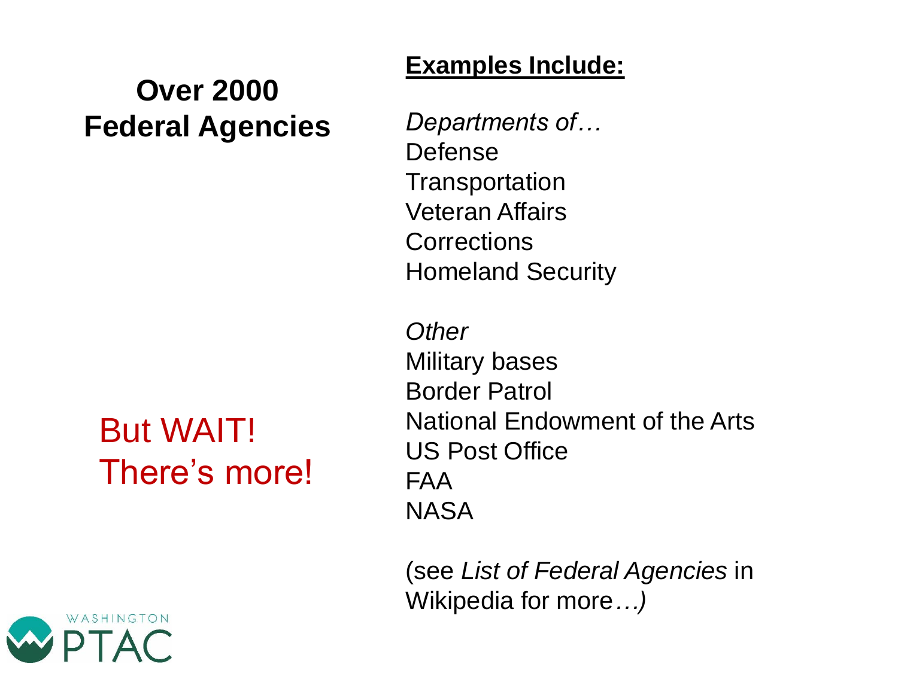## Over 2000 Federal Agencies

But WAIT! There's more!

**Examples Include:**

*Departments of…*
Defense
Transportation
Veteran Affairs
Corrections
Homeland Security

*Other*
Military bases
Border Patrol
National Endowment of the Arts
US Post Office
FAA
NASA

(see *List of Federal Agencies* in Wikipedia for more*…)*

WASHINGTON PTAC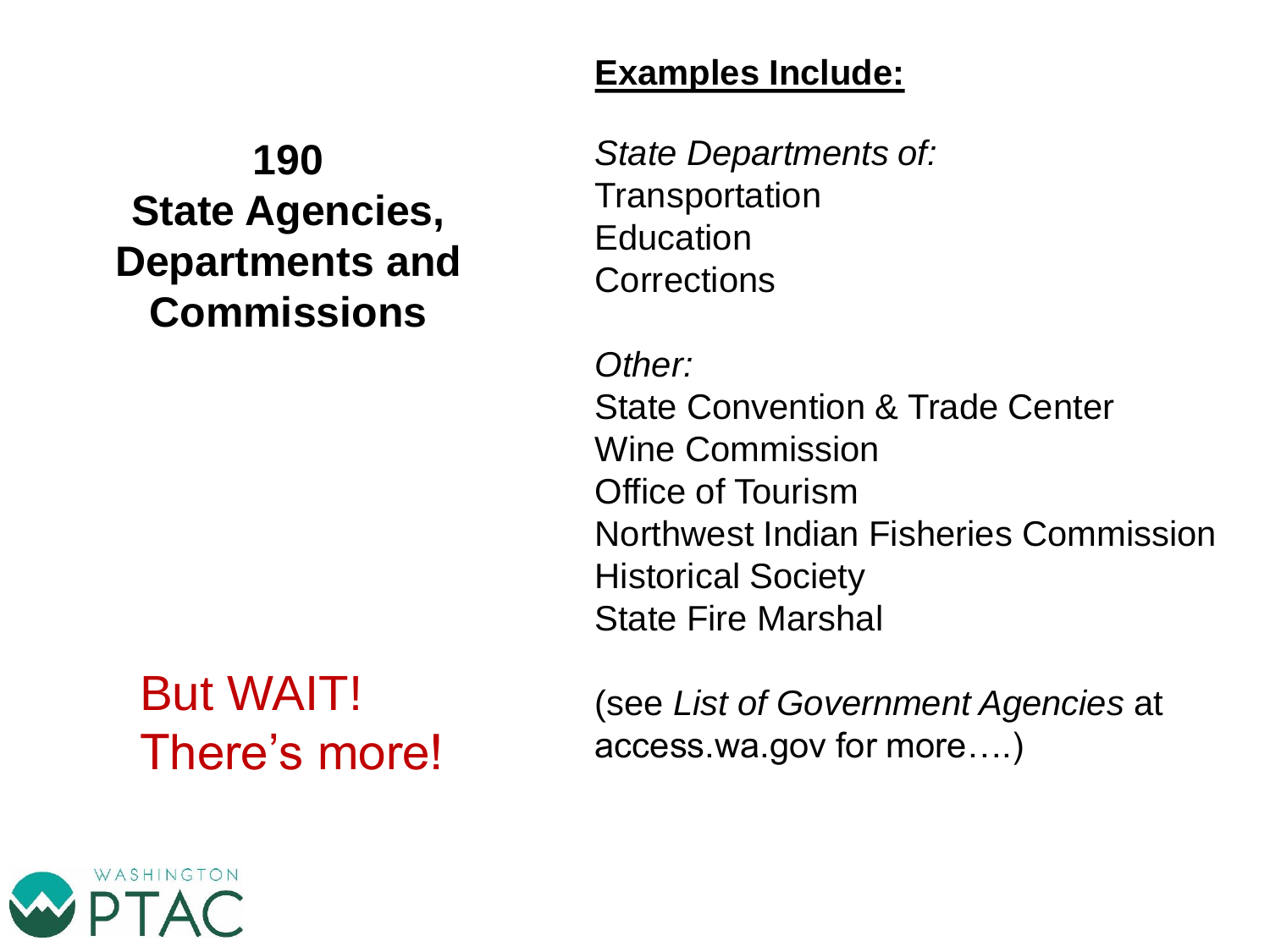## 190 State Agencies, Departments and Commissions

But WAIT! There's more!

**Examples Include:**

*State Departments of:*
Transportation
Education
Corrections

*Other:*
State Convention & Trade Center
Wine Commission
Office of Tourism
Northwest Indian Fisheries Commission
Historical Society
State Fire Marshal

(see *List of Government Agencies* at access.wa.gov for more….)

WASHINGTON PTAC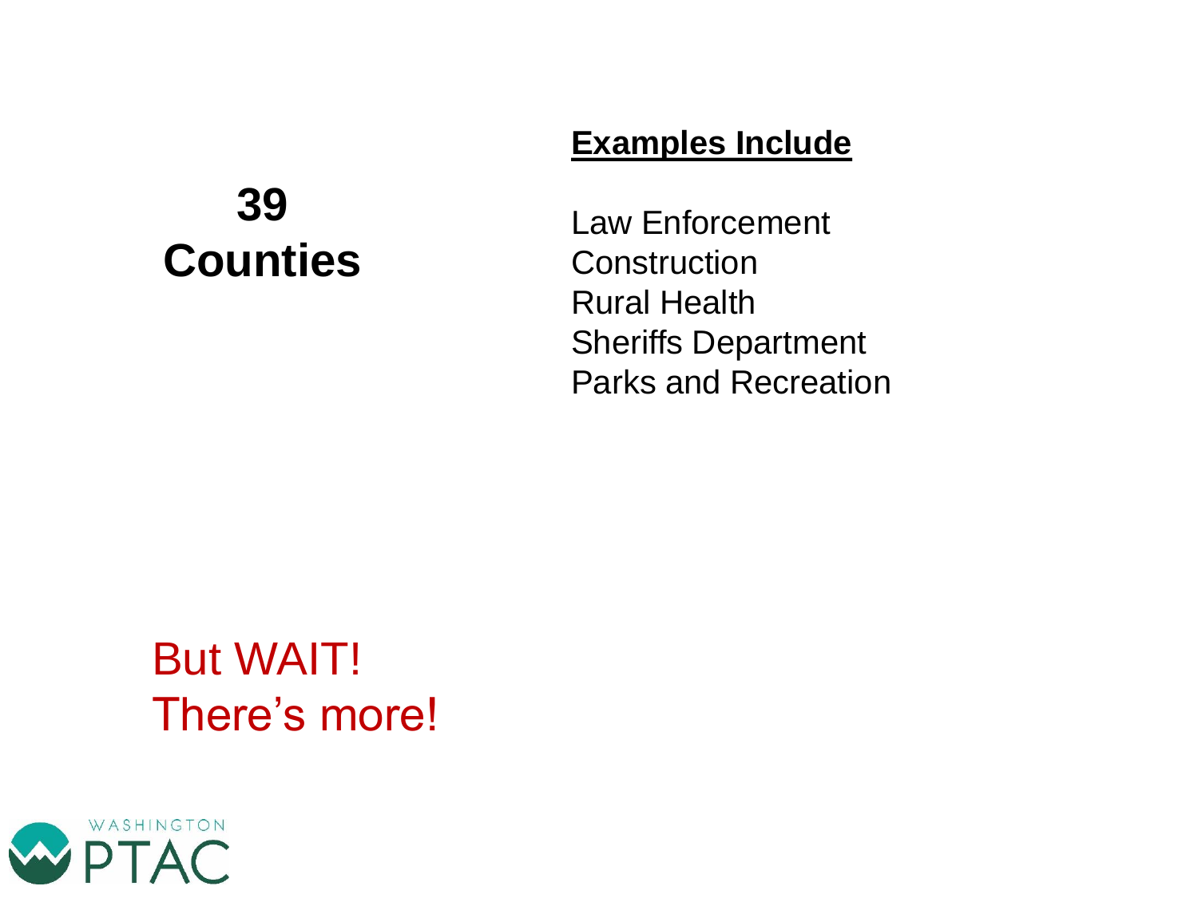# 39 Counties

**Examples Include**

Law Enforcement
Construction
Rural Health
Sheriffs Department
Parks and Recreation

But WAIT!
There's more!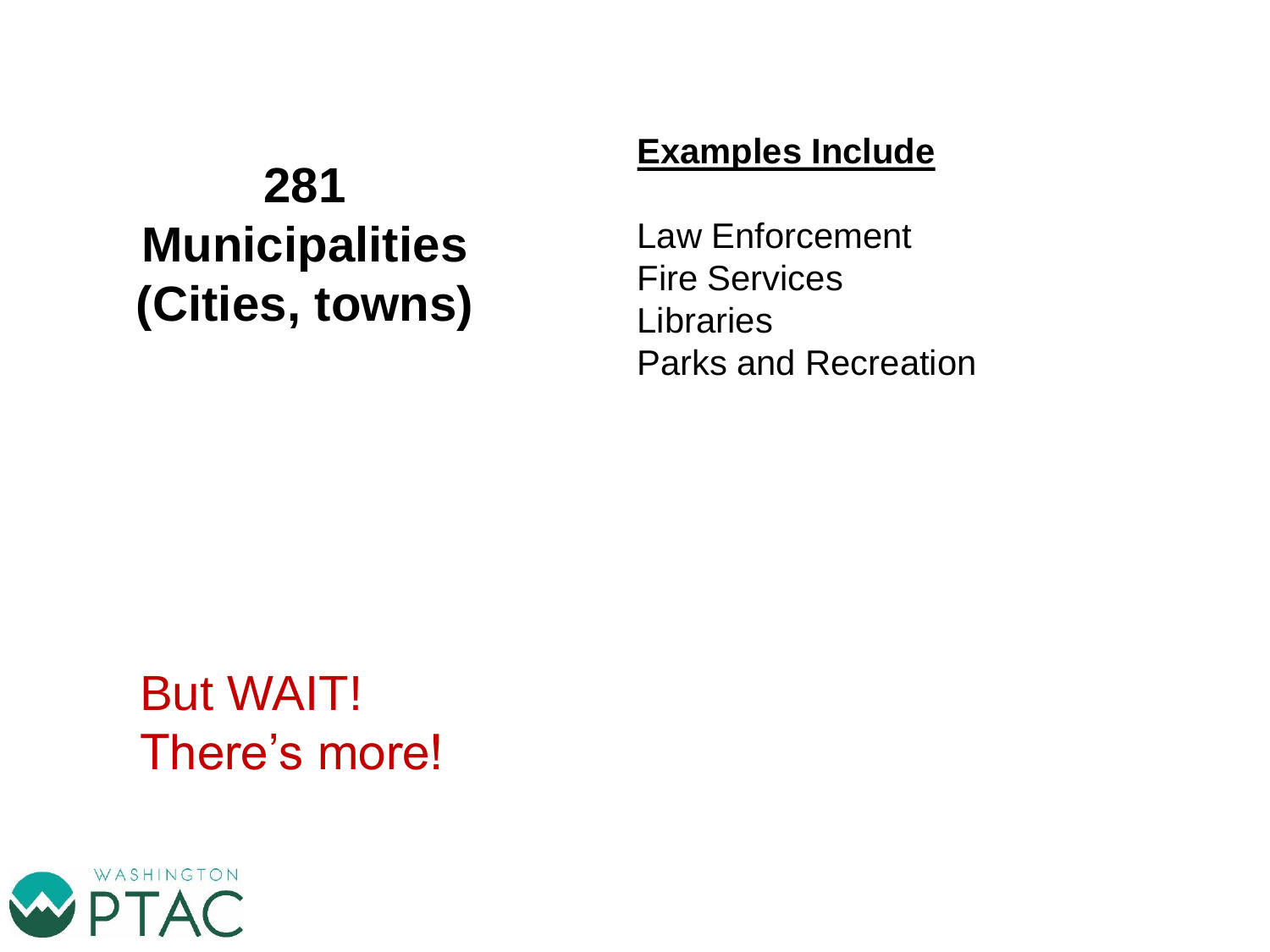**281 Municipalities (Cities, towns)**

**Examples Include**

Law Enforcement
Fire Services
Libraries
Parks and Recreation

But WAIT!
There's more!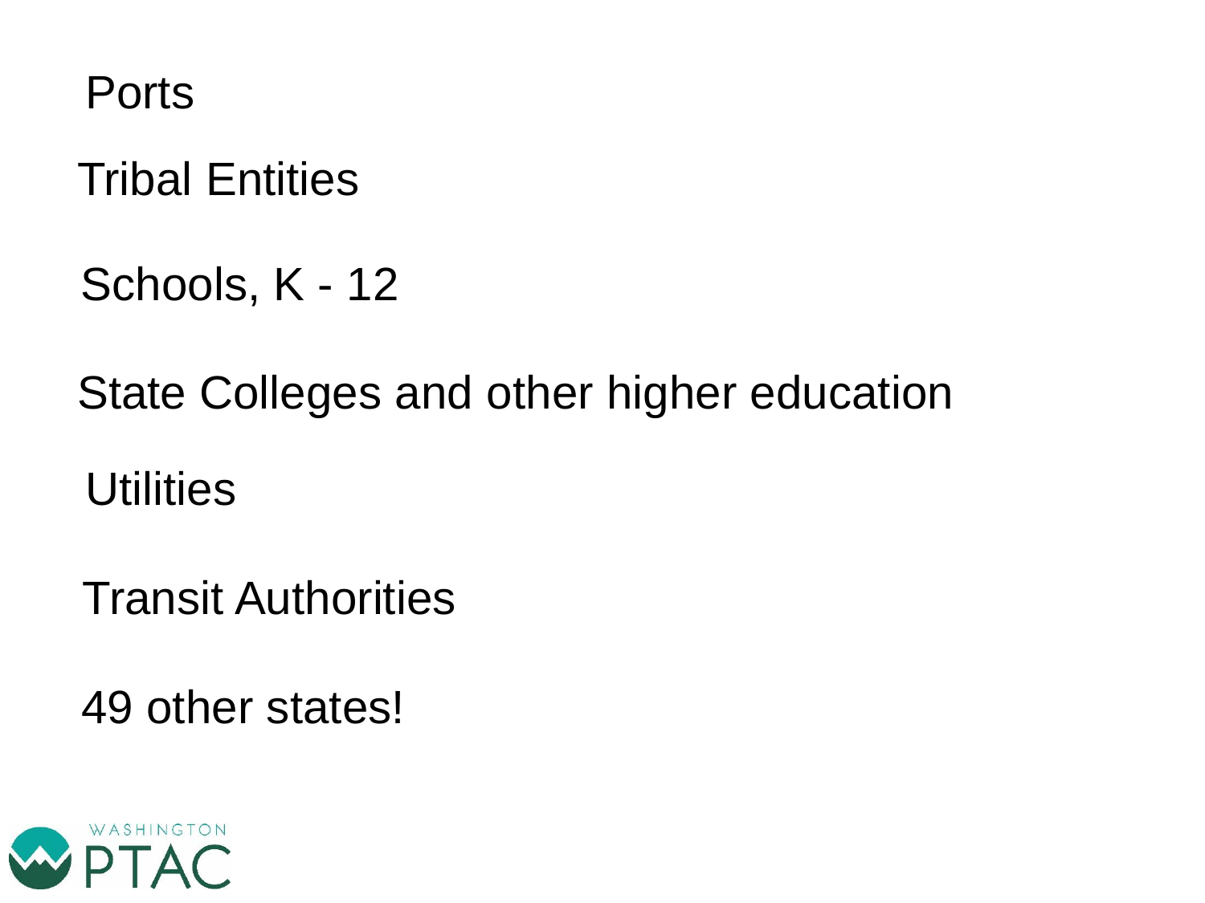Ports

Tribal Entities

Schools, K - 12

State Colleges and other higher education

Utilities

Transit Authorities

49 other states!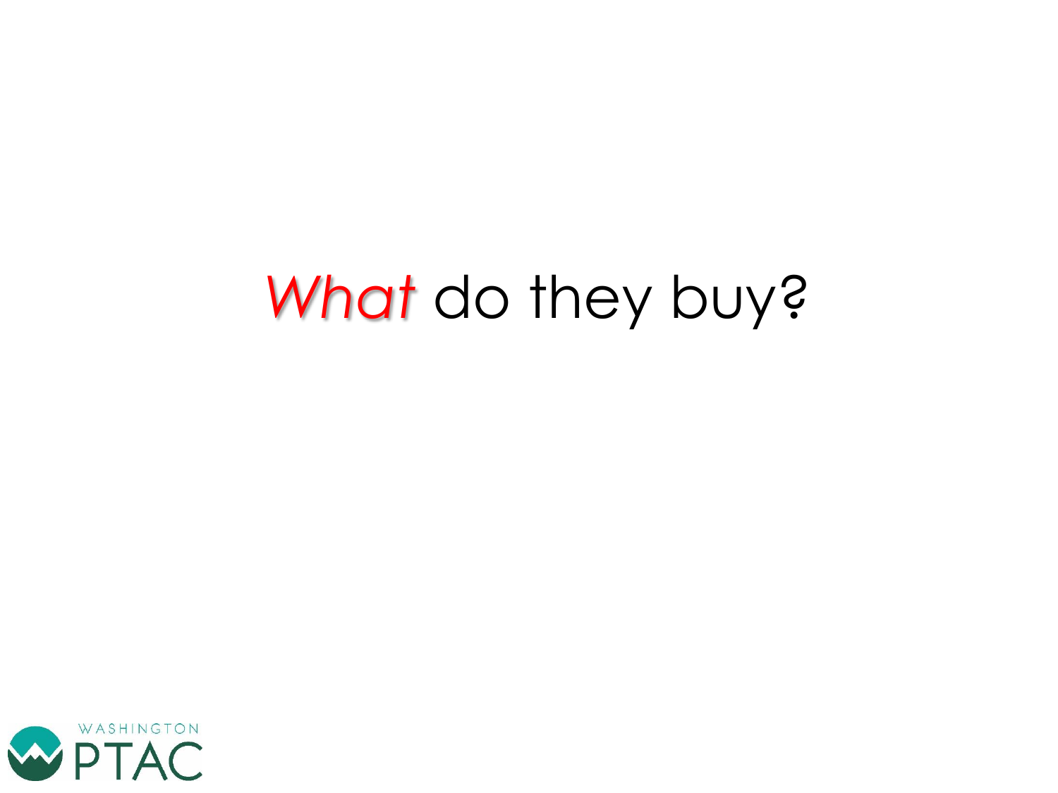# *What* do they buy?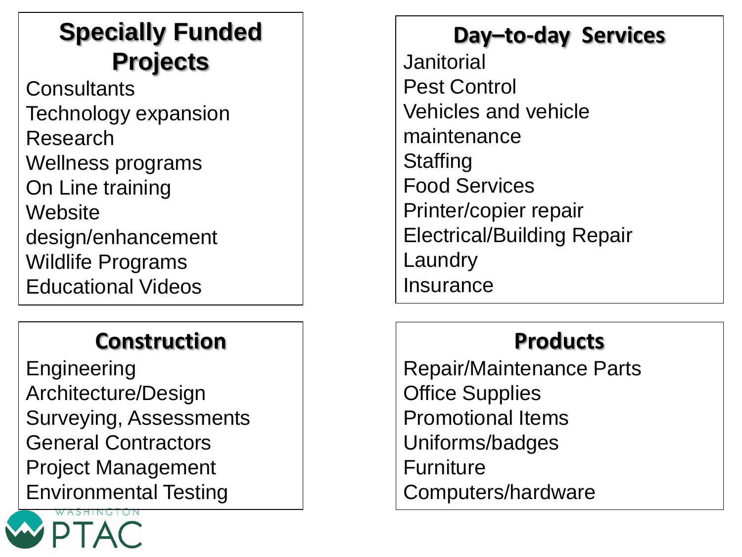## Specially Funded Projects

Consultants
Technology expansion
Research
Wellness programs
On Line training
Website design/enhancement
Wildlife Programs
Educational Videos

## Day–to-day Services

Janitorial
Pest Control
Vehicles and vehicle maintenance
Staffing
Food Services
Printer/copier repair
Electrical/Building Repair
Laundry
Insurance

## Construction

Engineering
Architecture/Design
Surveying, Assessments
General Contractors
Project Management
Environmental Testing

## Products

Repair/Maintenance Parts
Office Supplies
Promotional Items
Uniforms/badges
Furniture
Computers/hardware

WASHINGTON PTAC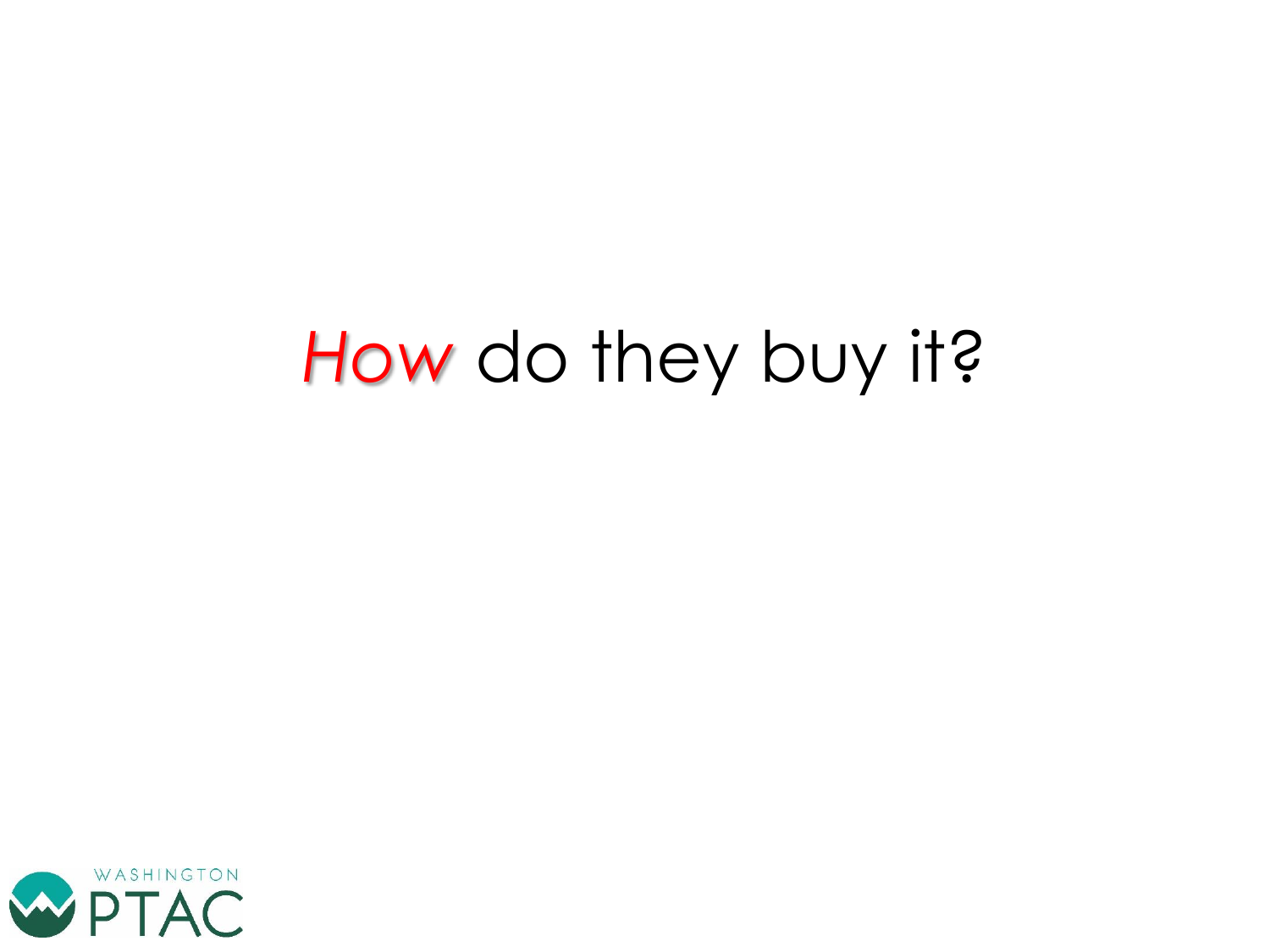# *How* do they buy it?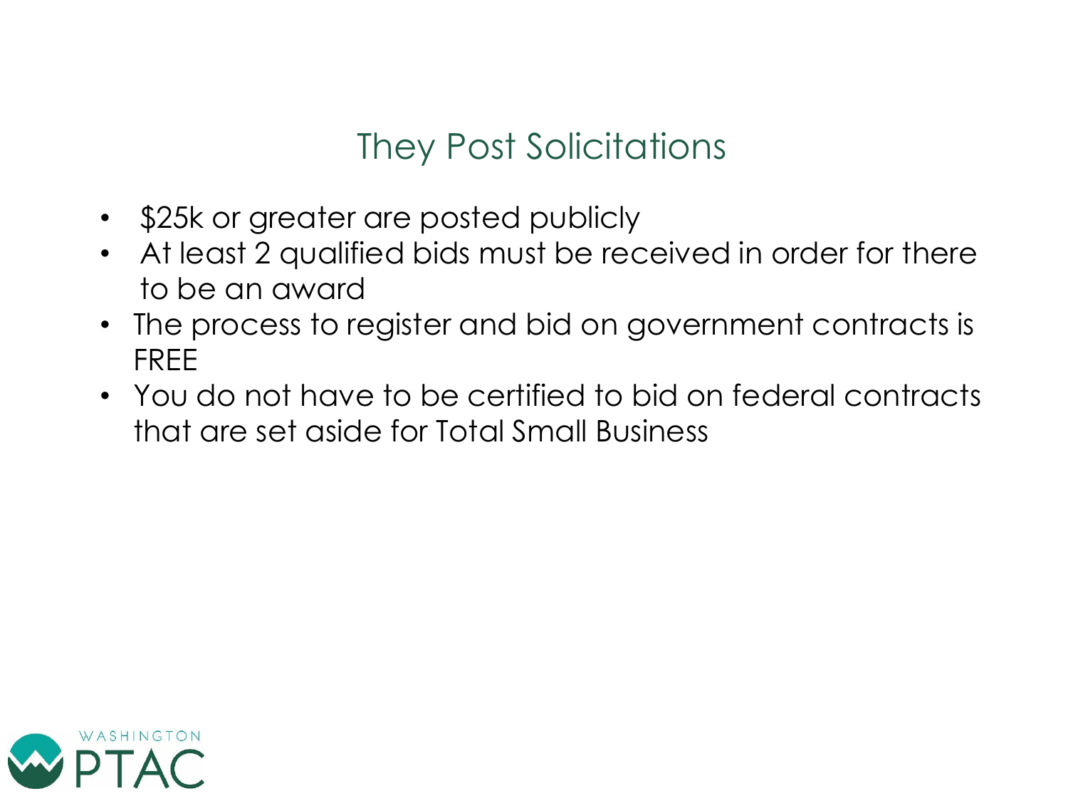# They Post Solicitations

- $25k or greater are posted publicly
- At least 2 qualified bids must be received in order for there to be an award
- The process to register and bid on government contracts is FREE
- You do not have to be certified to bid on federal contracts that are set aside for Total Small Business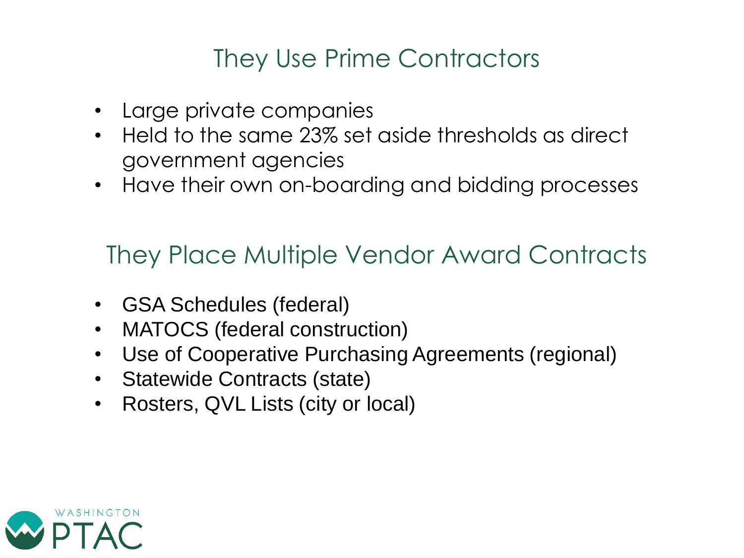## They Use Prime Contractors

- Large private companies
- Held to the same 23% set aside thresholds as direct government agencies
- Have their own on-boarding and bidding processes

## They Place Multiple Vendor Award Contracts

- GSA Schedules (federal)
- MATOCS (federal construction)
- Use of Cooperative Purchasing Agreements (regional)
- Statewide Contracts (state)
- Rosters, QVL Lists (city or local)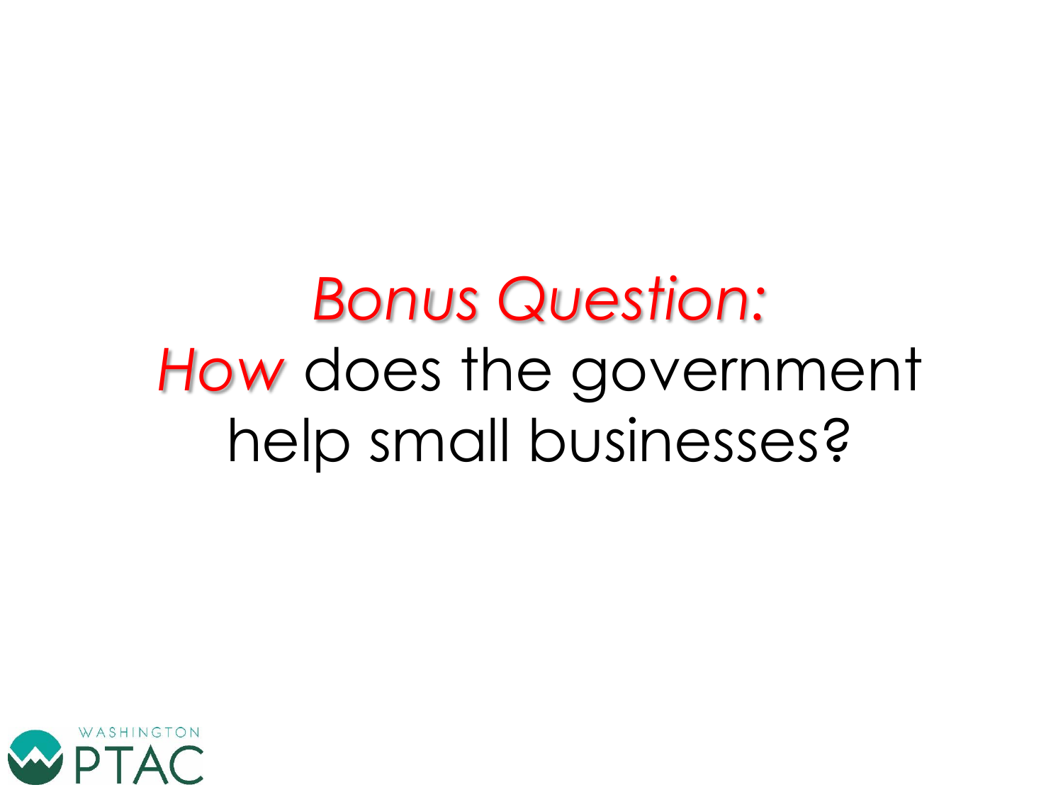*Bonus Question:*

*How* does the government help small businesses?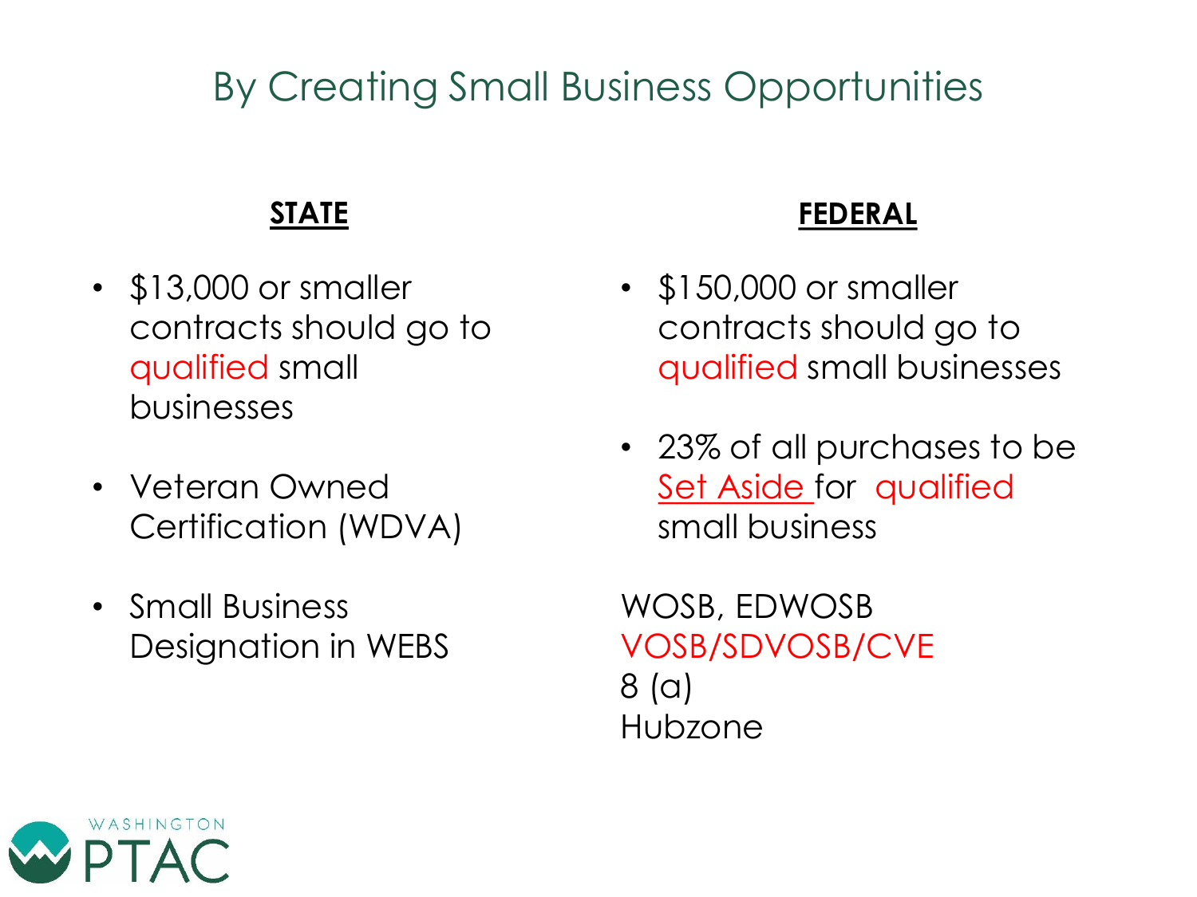# By Creating Small Business Opportunities

**STATE**

- $13,000 or smaller contracts should go to qualified small businesses
- Veteran Owned Certification (WDVA)
- Small Business Designation in WEBS

**FEDERAL**

- $150,000 or smaller contracts should go to qualified small businesses
- 23% of all purchases to be Set Aside for qualified small business

WOSB, EDWOSB
VOSB/SDVOSB/CVE
8 (a)
Hubzone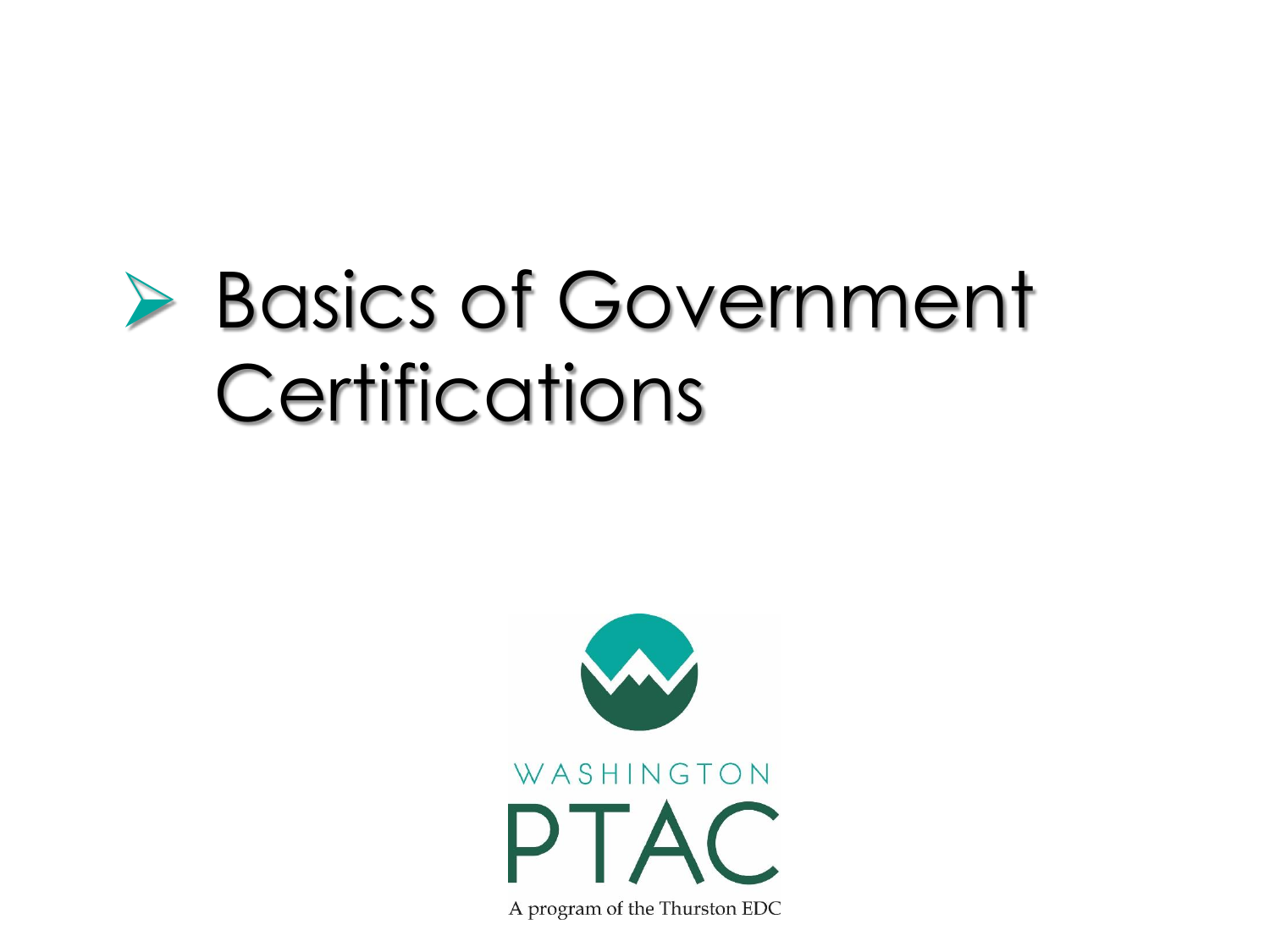# Basics of Government Certifications

WASHINGTON

PTAC

A program of the Thurston EDC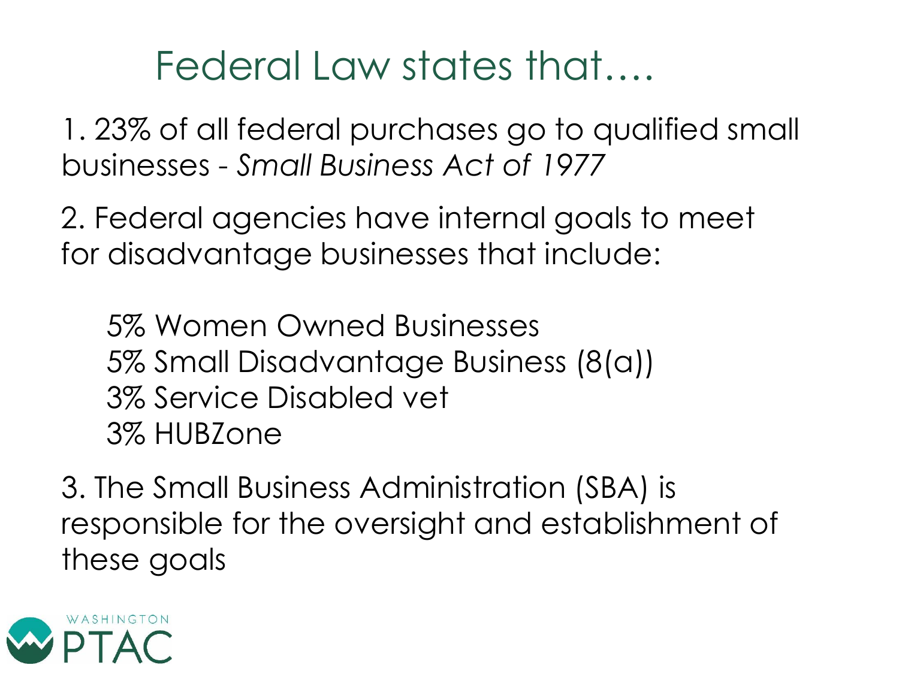# Federal Law states that….

1. 23% of all federal purchases go to qualified small businesses - *Small Business Act of 1977*

2. Federal agencies have internal goals to meet for disadvantage businesses that include:

    5% Women Owned Businesses
    5% Small Disadvantage Business (8(a))
    3% Service Disabled vet
    3% HUBZone

3. The Small Business Administration (SBA) is responsible for the oversight and establishment of these goals

WASHINGTON PTAC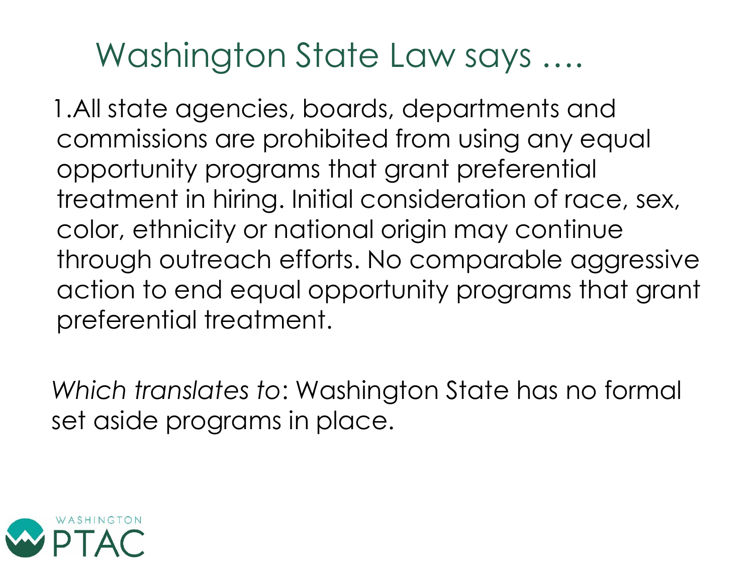# Washington State Law says ….

1. All state agencies, boards, departments and commissions are prohibited from using any equal opportunity programs that grant preferential treatment in hiring. Initial consideration of race, sex, color, ethnicity or national origin may continue through outreach efforts. No comparable aggressive action to end equal opportunity programs that grant preferential treatment.

*Which translates to*: Washington State has no formal set aside programs in place.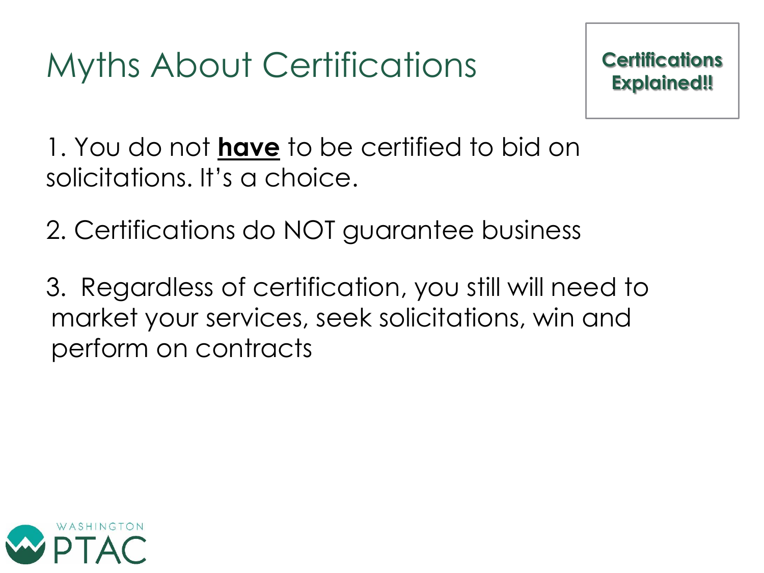# Myths About Certifications

**Certifications Explained!!**

1. You do not **have** to be certified to bid on solicitations. It's a choice.

2. Certifications do NOT guarantee business

3. Regardless of certification, you still will need to market your services, seek solicitations, win and perform on contracts

WASHINGTON PTAC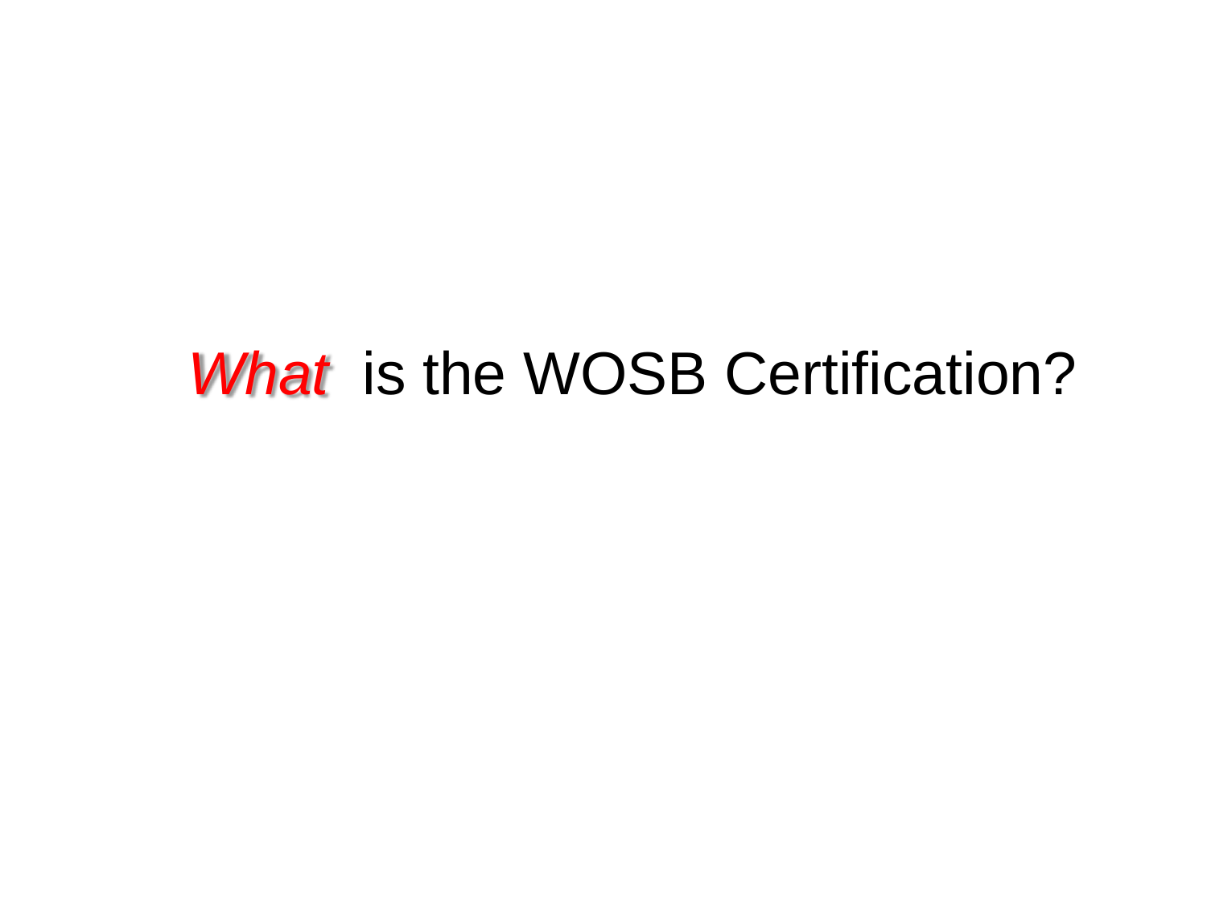# *What* is the WOSB Certification?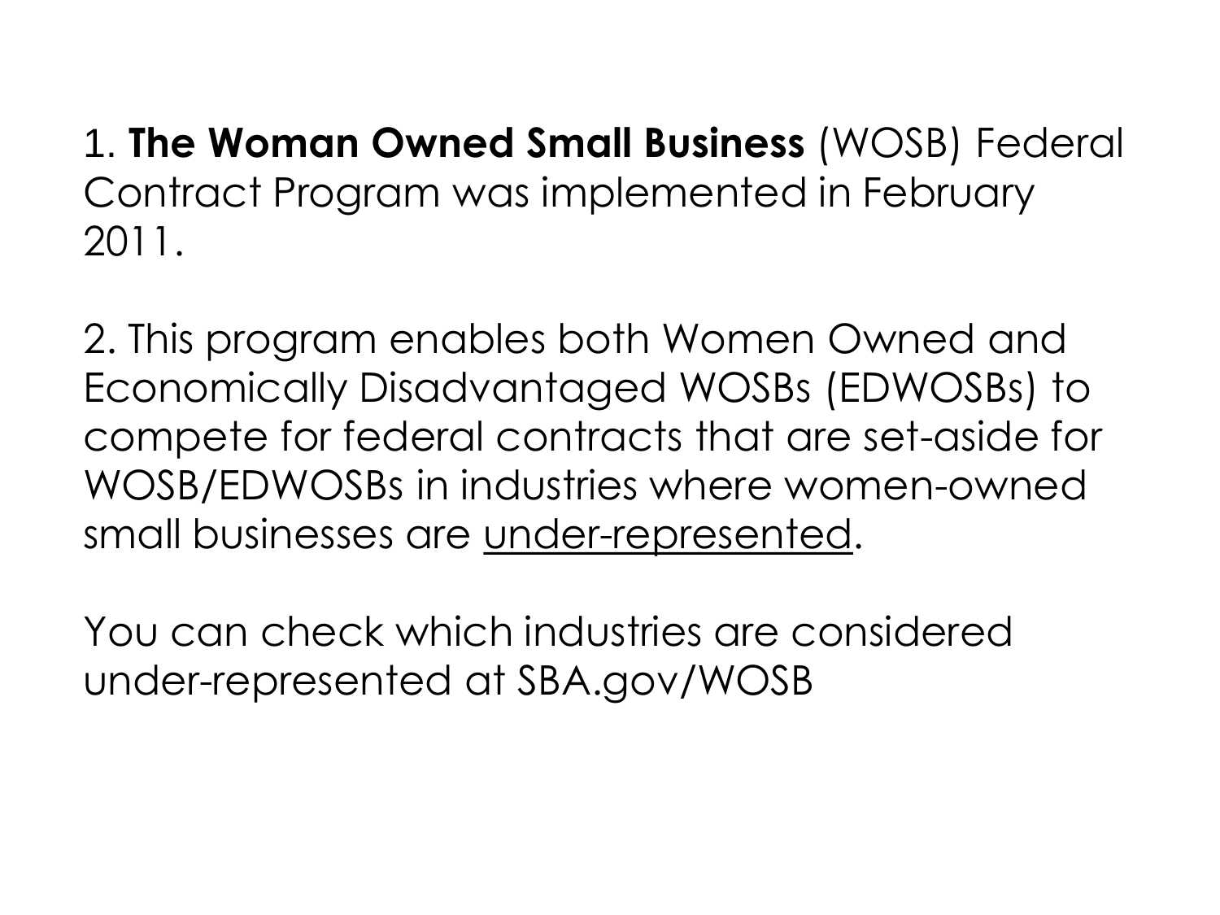1. **The Woman Owned Small Business** (WOSB) Federal Contract Program was implemented in February 2011.

2. This program enables both Women Owned and Economically Disadvantaged WOSBs (EDWOSBs) to compete for federal contracts that are set-aside for WOSB/EDWOSBs in industries where women-owned small businesses are <u>under-represented</u>.

You can check which industries are considered under-represented at SBA.gov/WOSB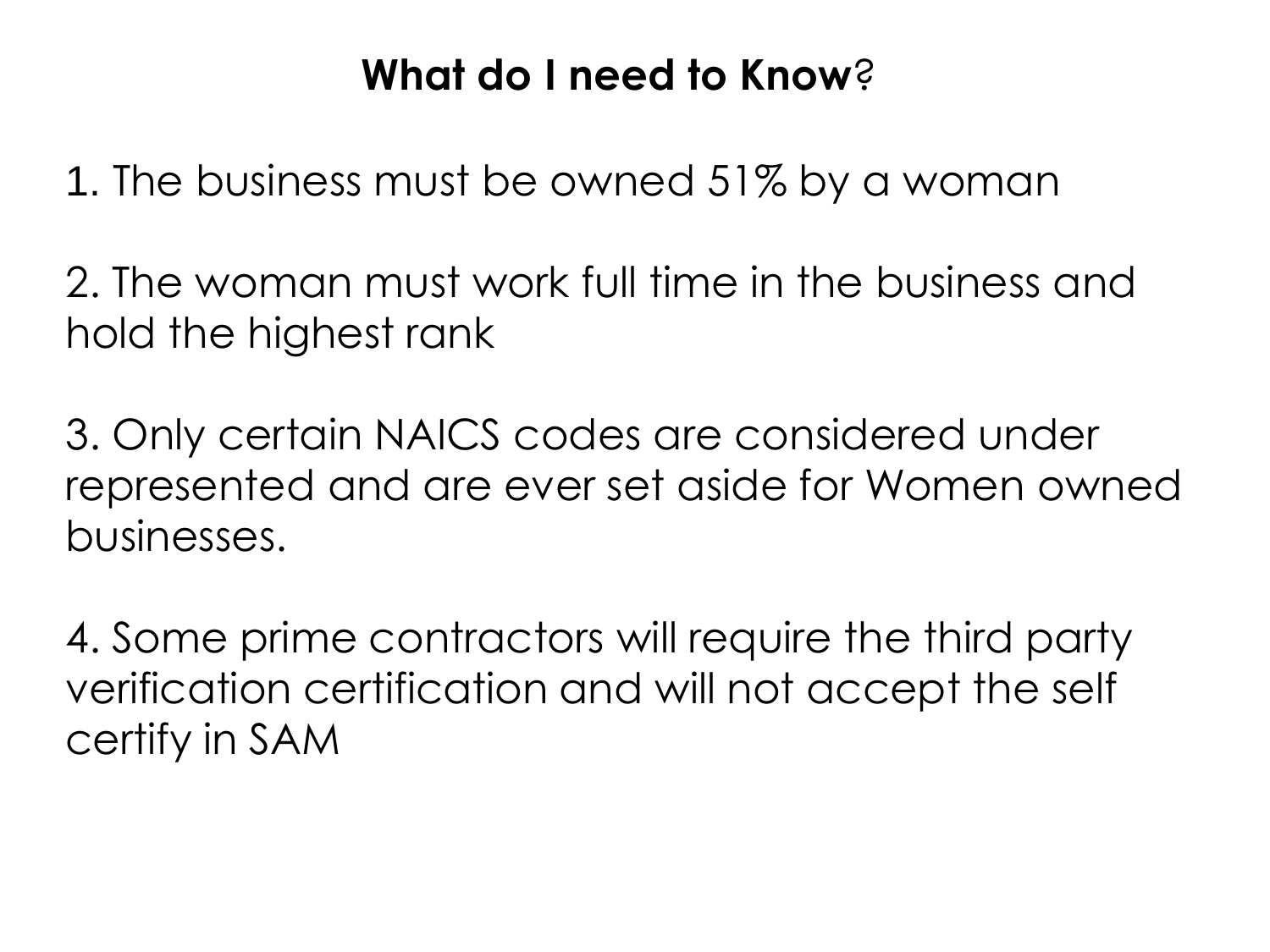# What do I need to Know?

1. The business must be owned 51% by a woman

2. The woman must work full time in the business and hold the highest rank

3. Only certain NAICS codes are considered under represented and are ever set aside for Women owned businesses.

4. Some prime contractors will require the third party verification certification and will not accept the self certify in SAM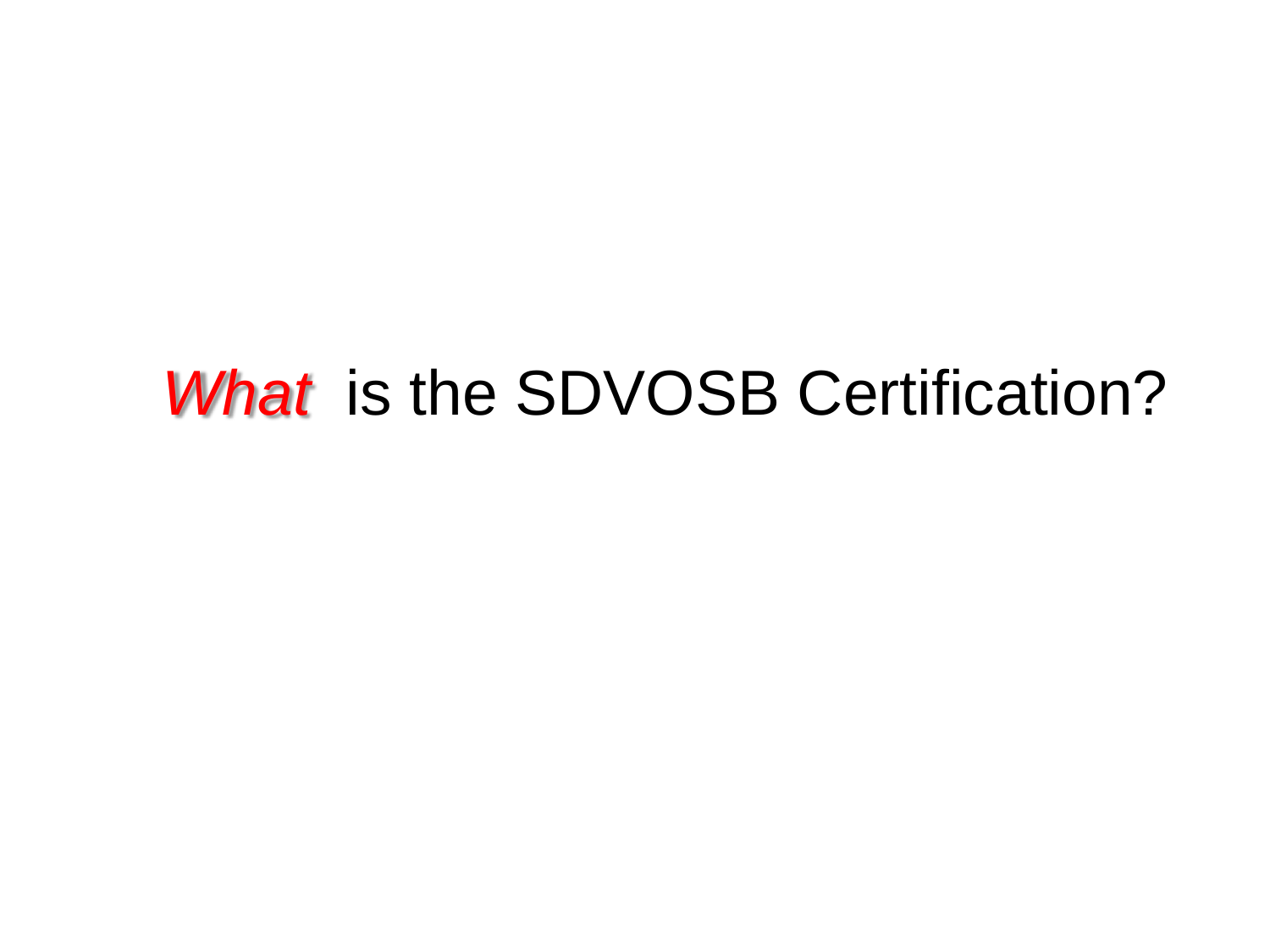# *What* is the SDVOSB Certification?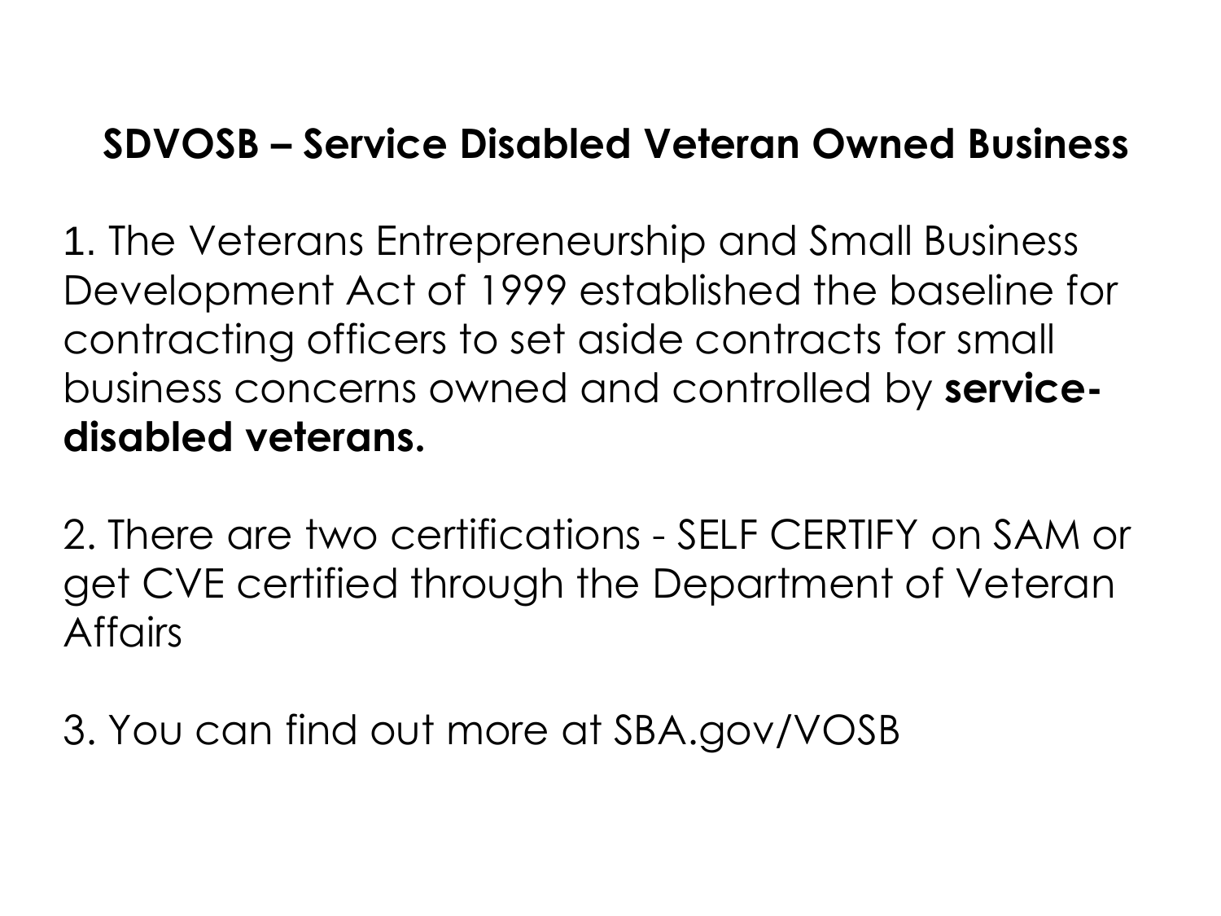## SDVOSB – Service Disabled Veteran Owned Business

1. The Veterans Entrepreneurship and Small Business Development Act of 1999 established the baseline for contracting officers to set aside contracts for small business concerns owned and controlled by **service-disabled veterans.**

2. There are two certifications - SELF CERTIFY on SAM or get CVE certified through the Department of Veteran Affairs

3. You can find out more at SBA.gov/VOSB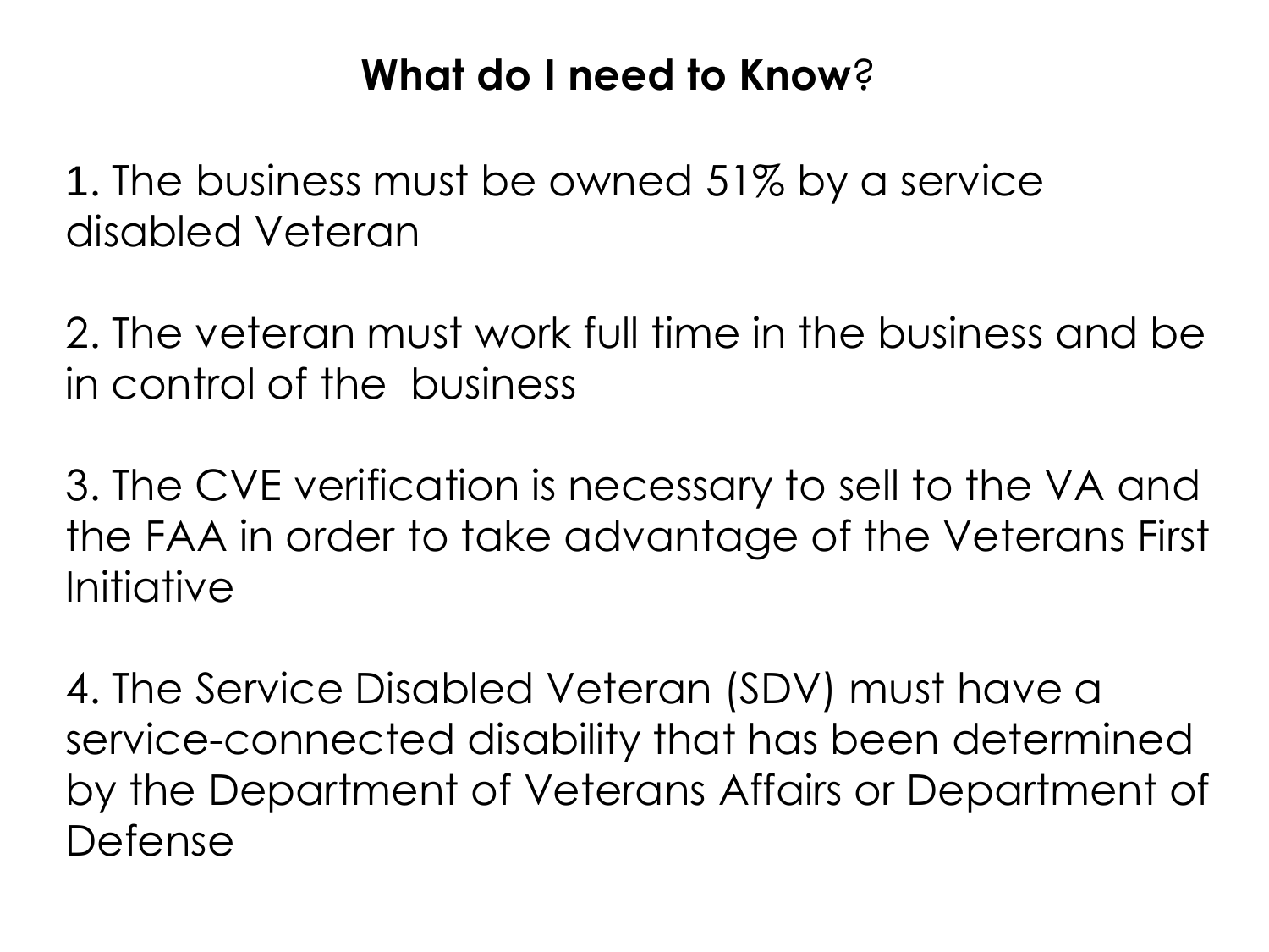## **What do I need to Know**?

1. The business must be owned 51% by a service disabled Veteran

2. The veteran must work full time in the business and be in control of the business

3. The CVE verification is necessary to sell to the VA and the FAA in order to take advantage of the Veterans First Initiative

4. The Service Disabled Veteran (SDV) must have a service-connected disability that has been determined by the Department of Veterans Affairs or Department of Defense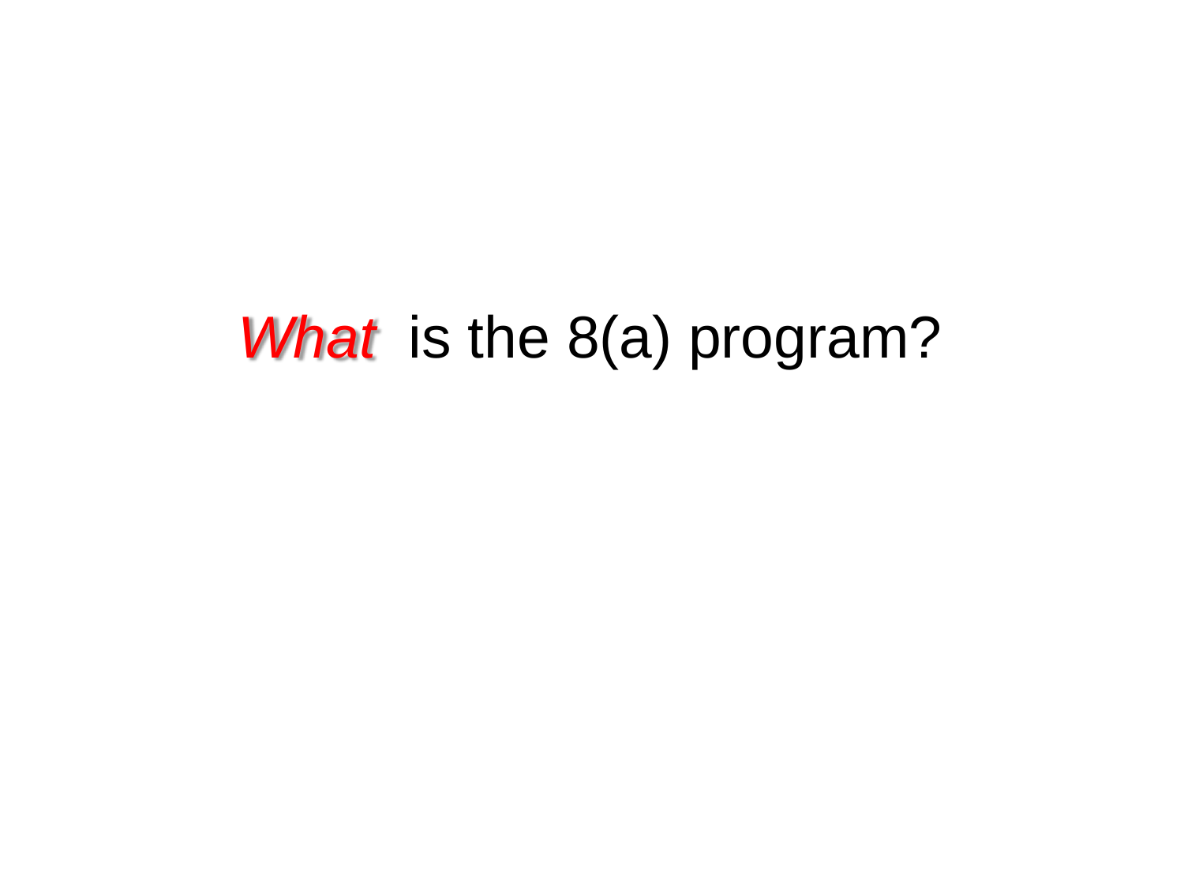# *What* is the 8(a) program?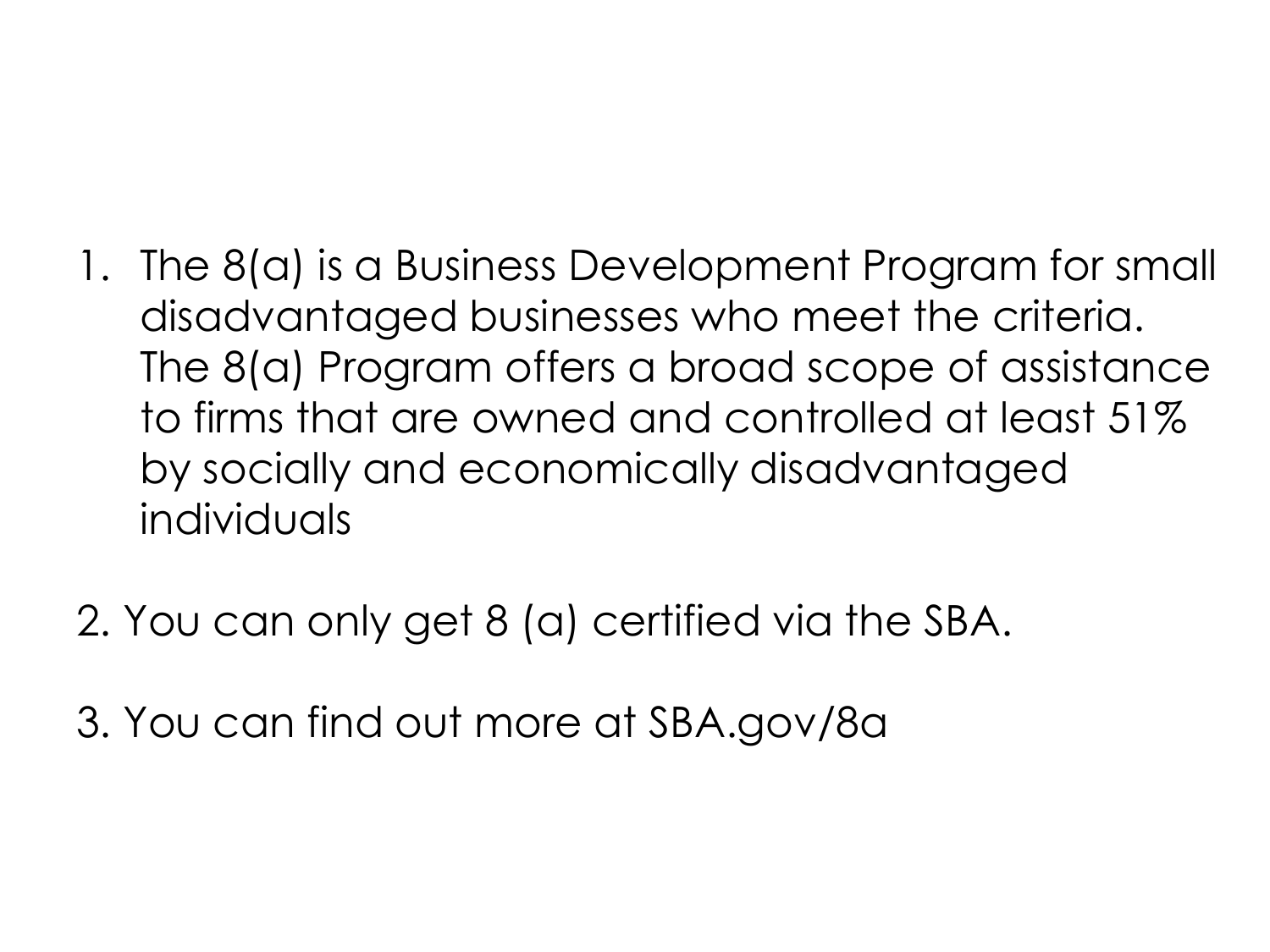1. The 8(a) is a Business Development Program for small disadvantaged businesses who meet the criteria. The 8(a) Program offers a broad scope of assistance to firms that are owned and controlled at least 51% by socially and economically disadvantaged individuals

2. You can only get 8 (a) certified via the SBA.

3. You can find out more at SBA.gov/8a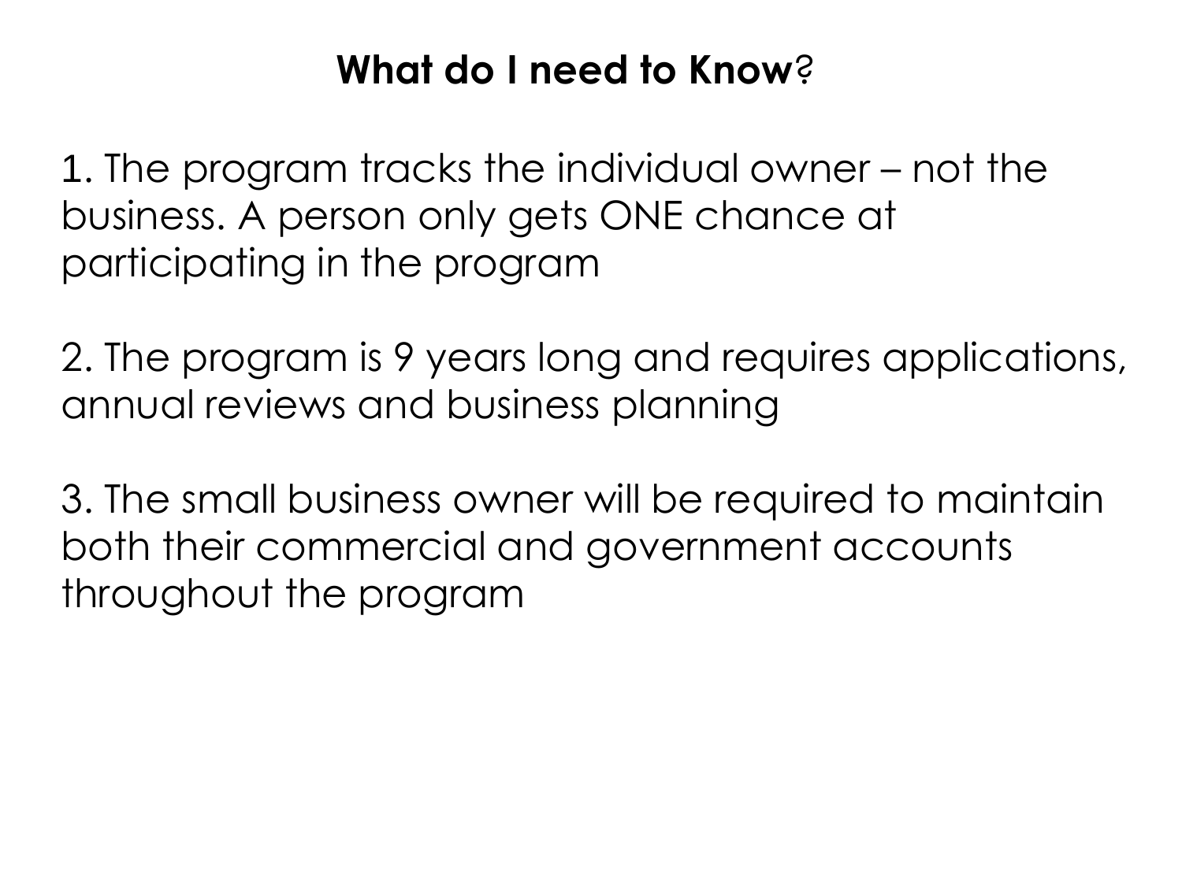## **What do I need to Know**?

1. The program tracks the individual owner – not the business. A person only gets ONE chance at participating in the program

2. The program is 9 years long and requires applications, annual reviews and business planning

3. The small business owner will be required to maintain both their commercial and government accounts throughout the program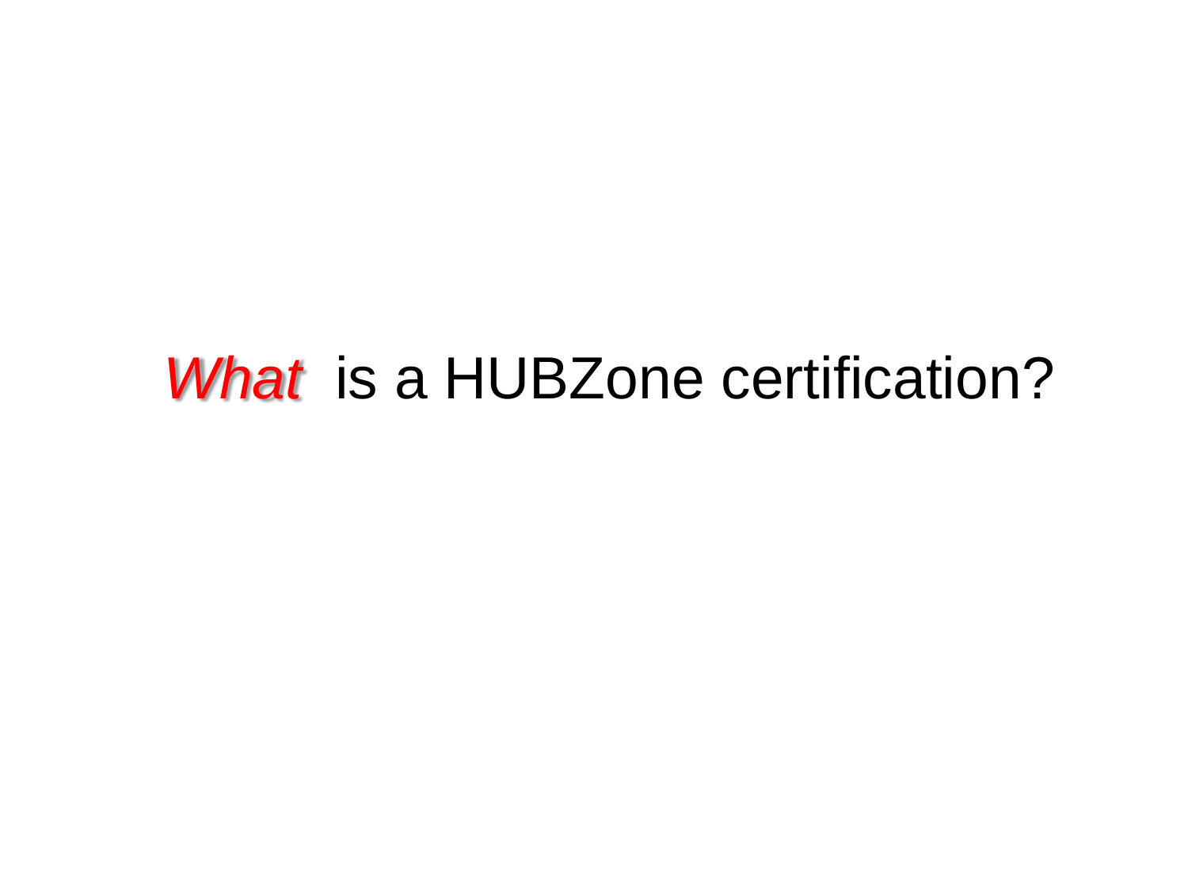# *What* is a HUBZone certification?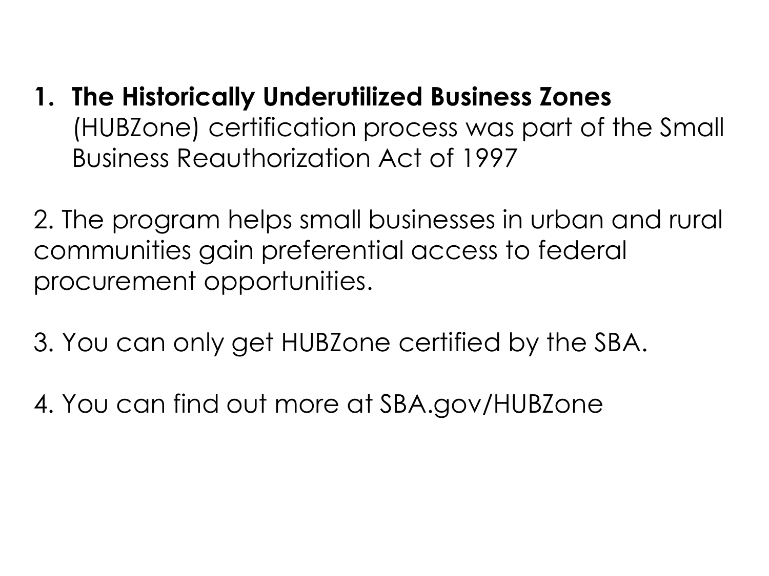1. **The Historically Underutilized Business Zones** (HUBZone) certification process was part of the Small Business Reauthorization Act of 1997

2. The program helps small businesses in urban and rural communities gain preferential access to federal procurement opportunities.

3. You can only get HUBZone certified by the SBA.

4. You can find out more at SBA.gov/HUBZone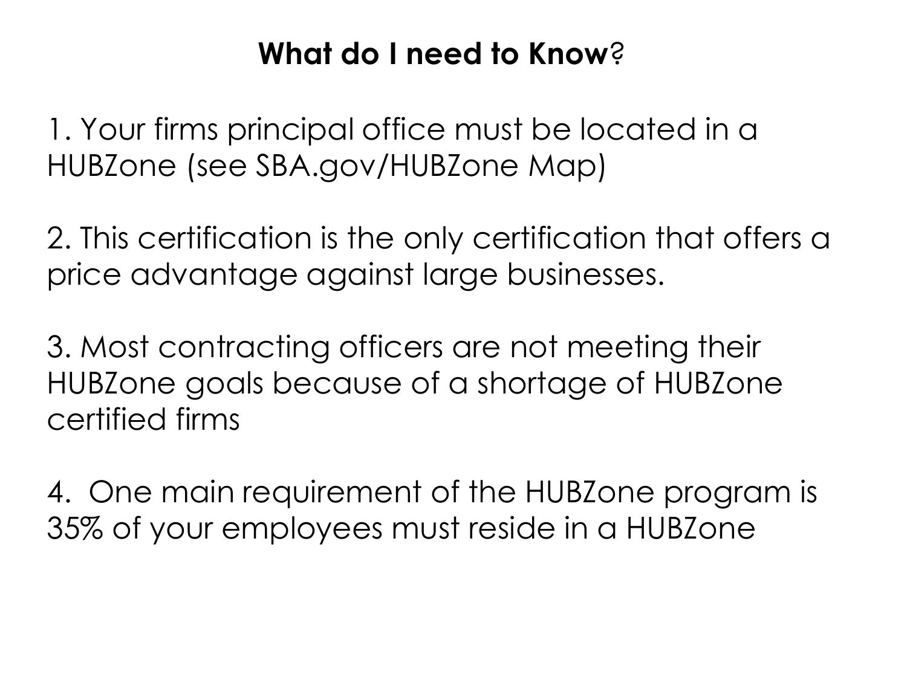## **What do I need to Know**?

1. Your firms principal office must be located in a HUBZone (see SBA.gov/HUBZone Map)

2. This certification is the only certification that offers a price advantage against large businesses.

3. Most contracting officers are not meeting their HUBZone goals because of a shortage of HUBZone certified firms

4. One main requirement of the HUBZone program is 35% of your employees must reside in a HUBZone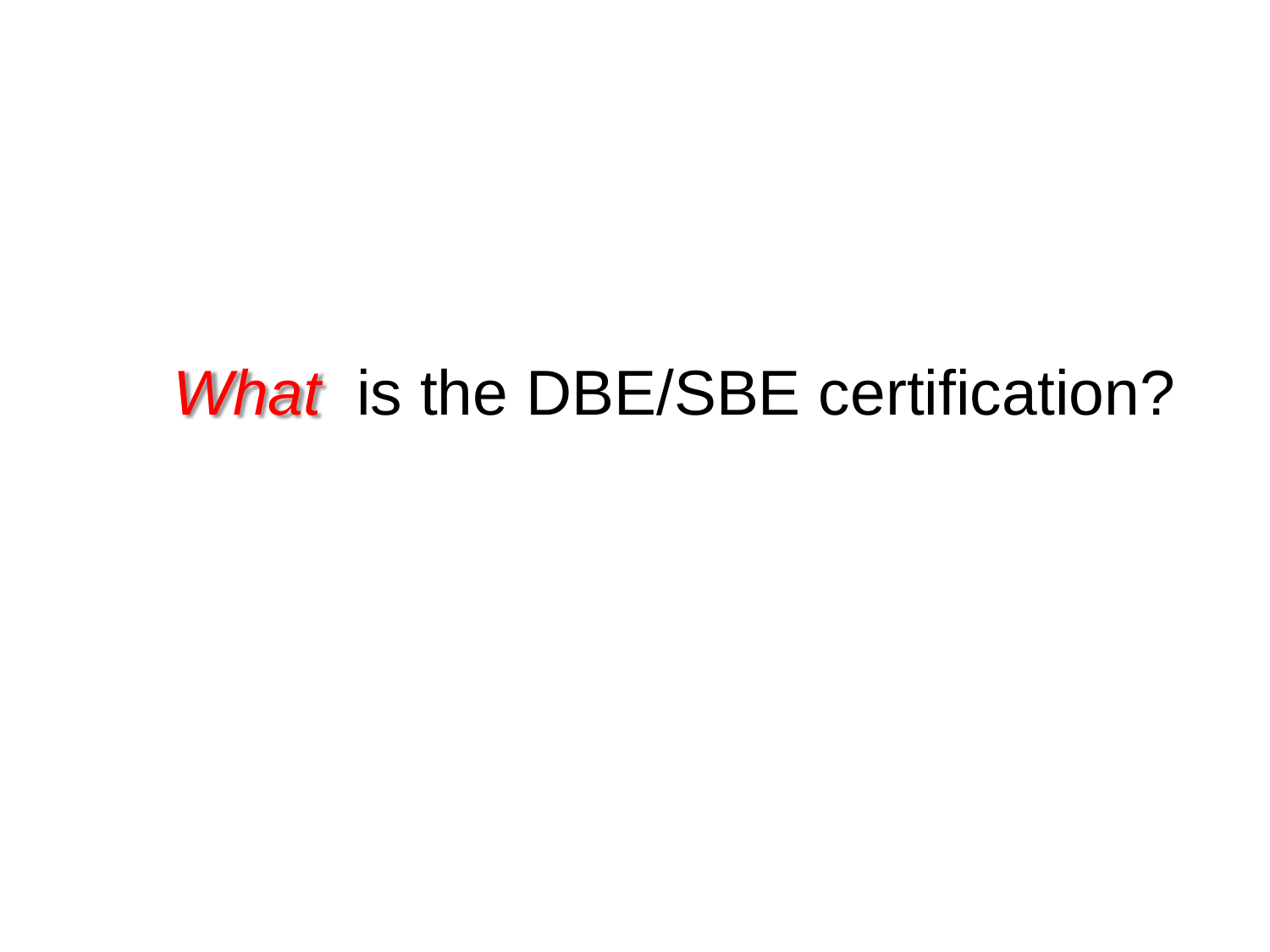# *What* is the DBE/SBE certification?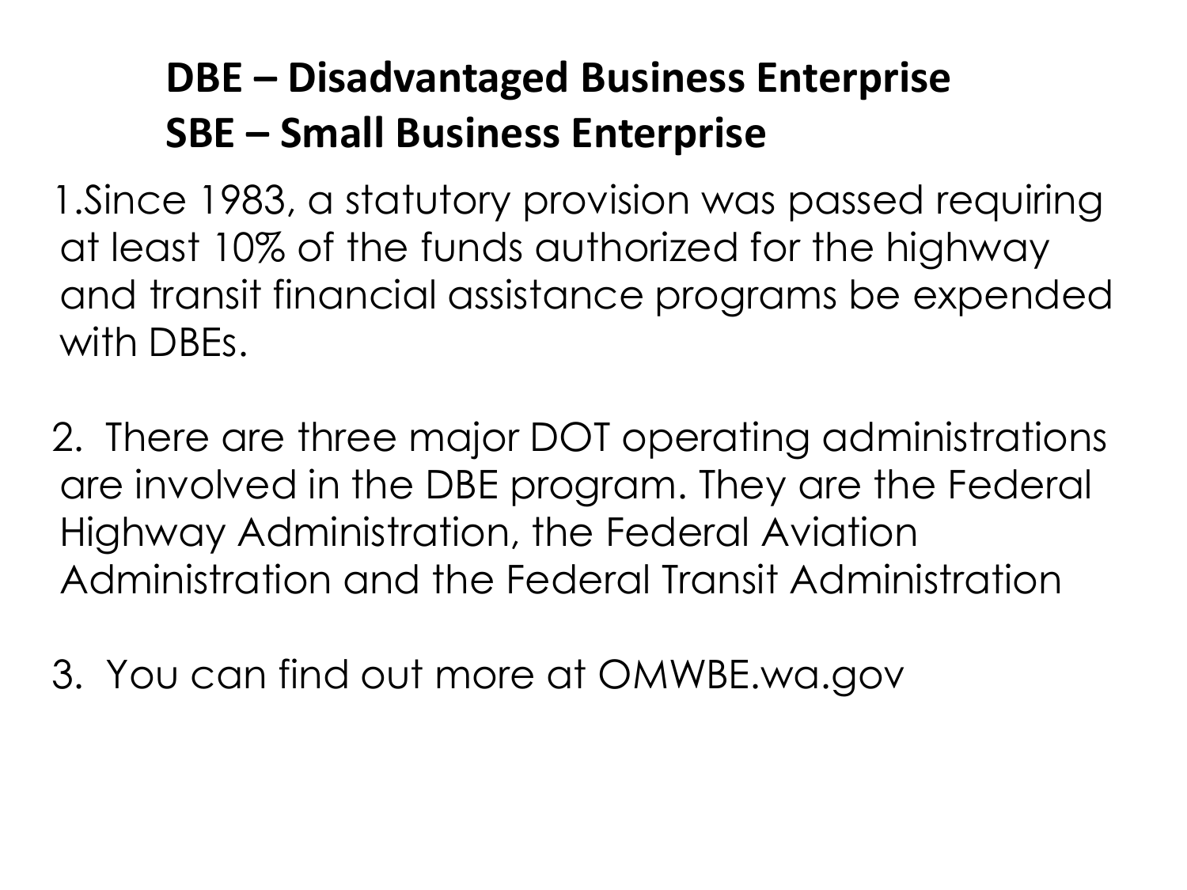## DBE – Disadvantaged Business Enterprise
## SBE – Small Business Enterprise

1. Since 1983, a statutory provision was passed requiring at least 10% of the funds authorized for the highway and transit financial assistance programs be expended with DBEs.

2. There are three major DOT operating administrations are involved in the DBE program. They are the Federal Highway Administration, the Federal Aviation Administration and the Federal Transit Administration

3. You can find out more at OMWBE.wa.gov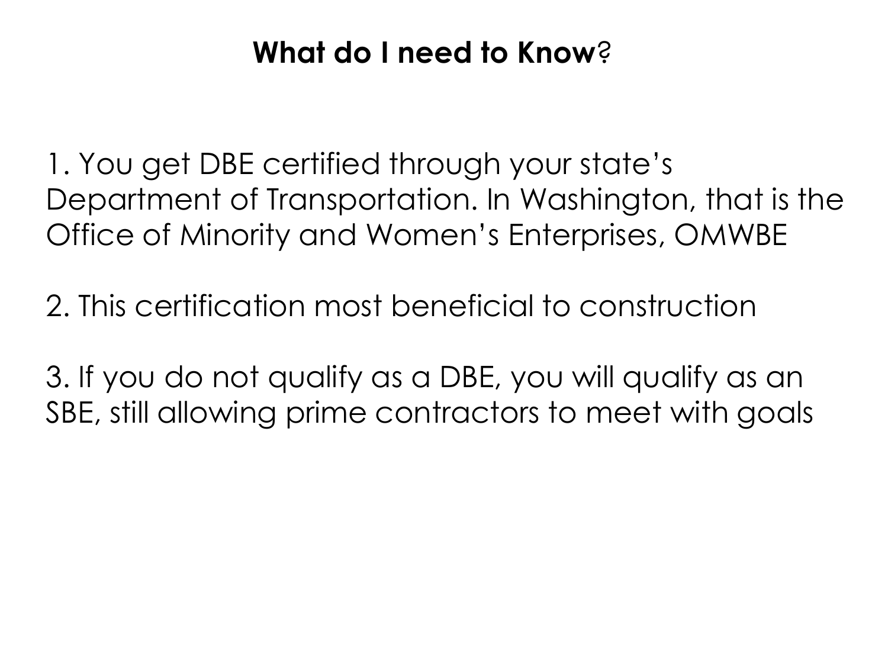# **What do I need to Know**?

1. You get DBE certified through your state's Department of Transportation. In Washington, that is the Office of Minority and Women's Enterprises, OMWBE

2. This certification most beneficial to construction

3. If you do not qualify as a DBE, you will qualify as an SBE, still allowing prime contractors to meet with goals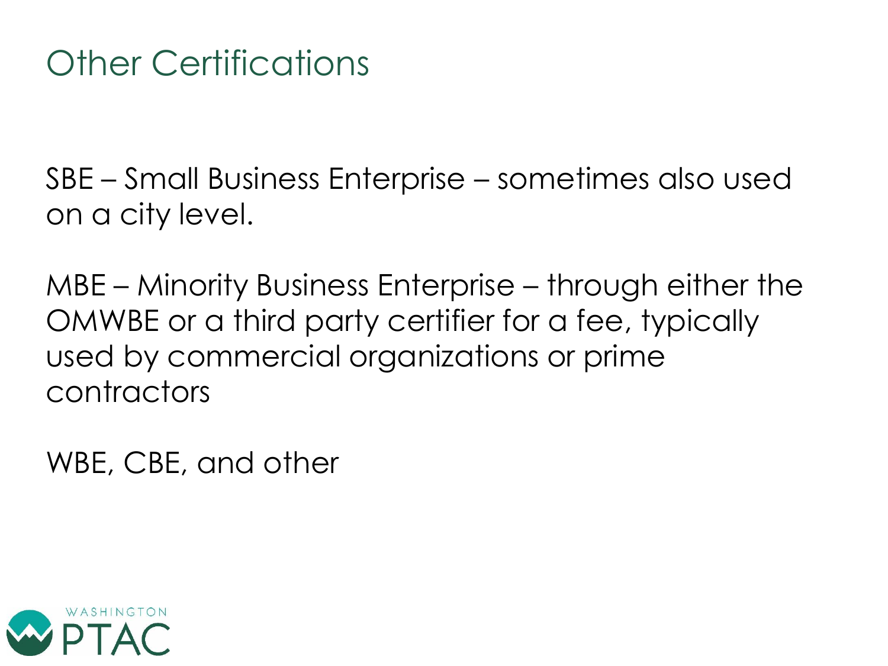# Other Certifications

SBE – Small Business Enterprise – sometimes also used on a city level.

MBE – Minority Business Enterprise – through either the OMWBE or a third party certifier for a fee, typically used by commercial organizations or prime contractors

WBE, CBE, and other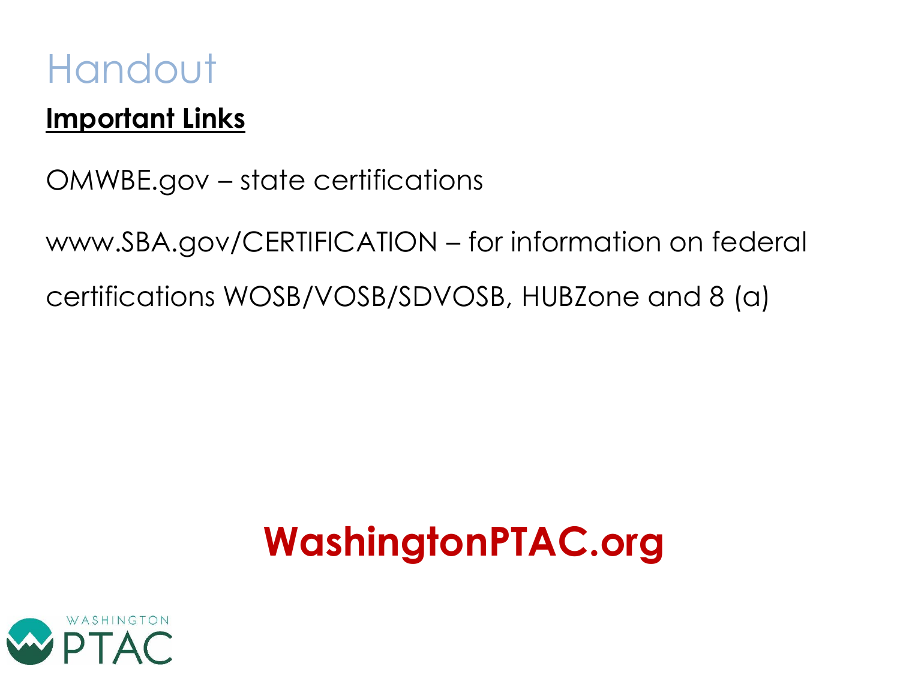# Handout

**Important Links**

OMWBE.gov – state certifications

www.SBA.gov/CERTIFICATION – for information on federal certifications WOSB/VOSB/SDVOSB, HUBZone and 8 (a)

**WashingtonPTAC.org**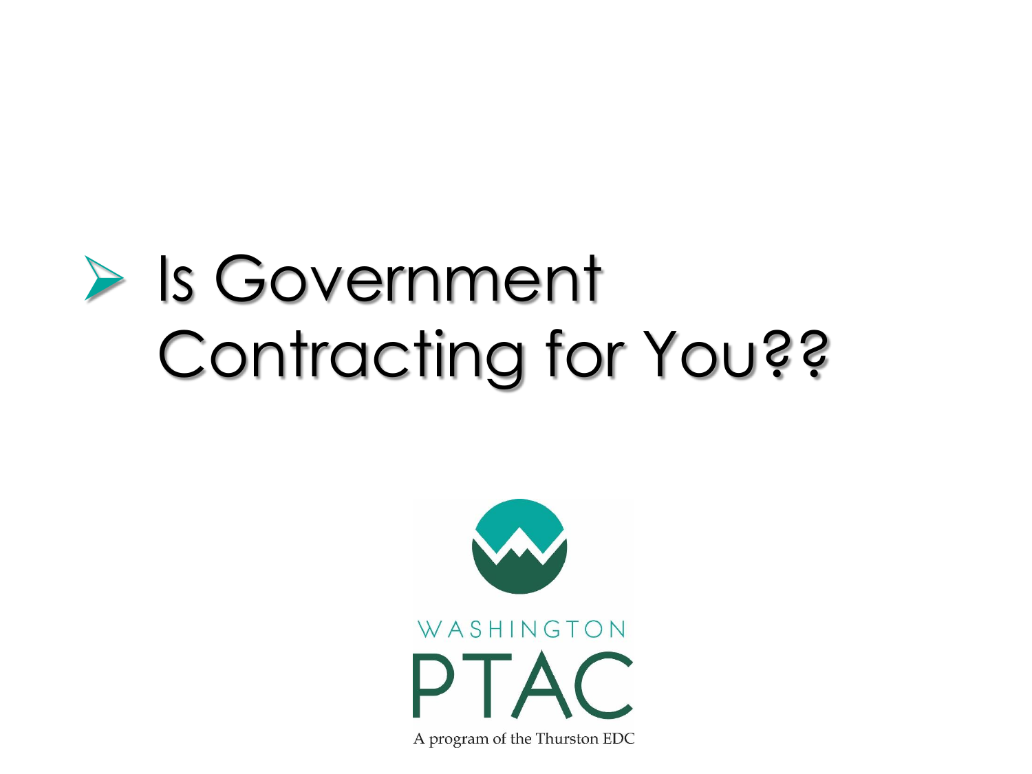- Is Government Contracting for You??

WASHINGTON

PTAC

A program of the Thurston EDC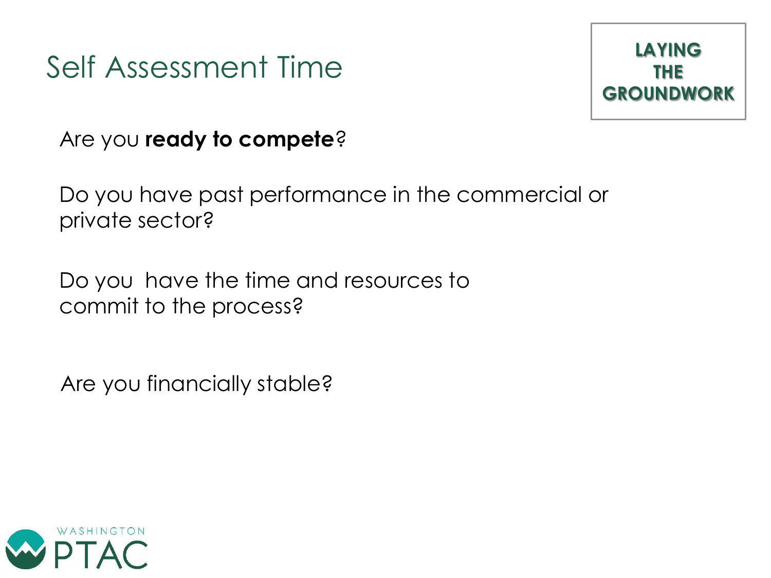# Self Assessment Time

**LAYING THE GROUNDWORK**

Are you **ready to compete**?

Do you have past performance in the commercial or private sector?

Do you have the time and resources to commit to the process?

Are you financially stable?

WASHINGTON PTAC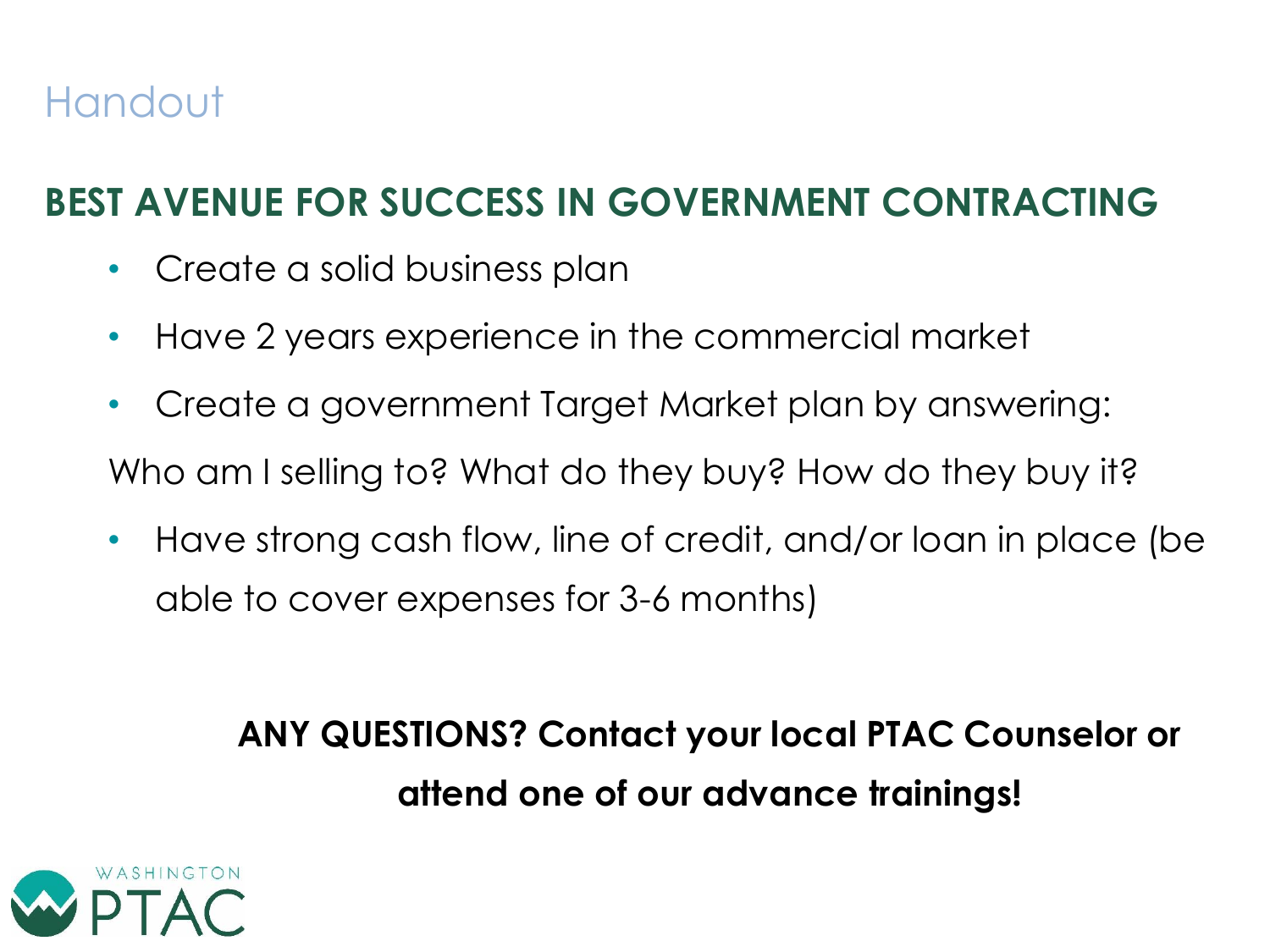# Handout

## BEST AVENUE FOR SUCCESS IN GOVERNMENT CONTRACTING

- Create a solid business plan
- Have 2 years experience in the commercial market
- Create a government Target Market plan by answering:

Who am I selling to? What do they buy? How do they buy it?

- Have strong cash flow, line of credit, and/or loan in place (be able to cover expenses for 3-6 months)

**ANY QUESTIONS? Contact your local PTAC Counselor or attend one of our advance trainings!**

WASHINGTON PTAC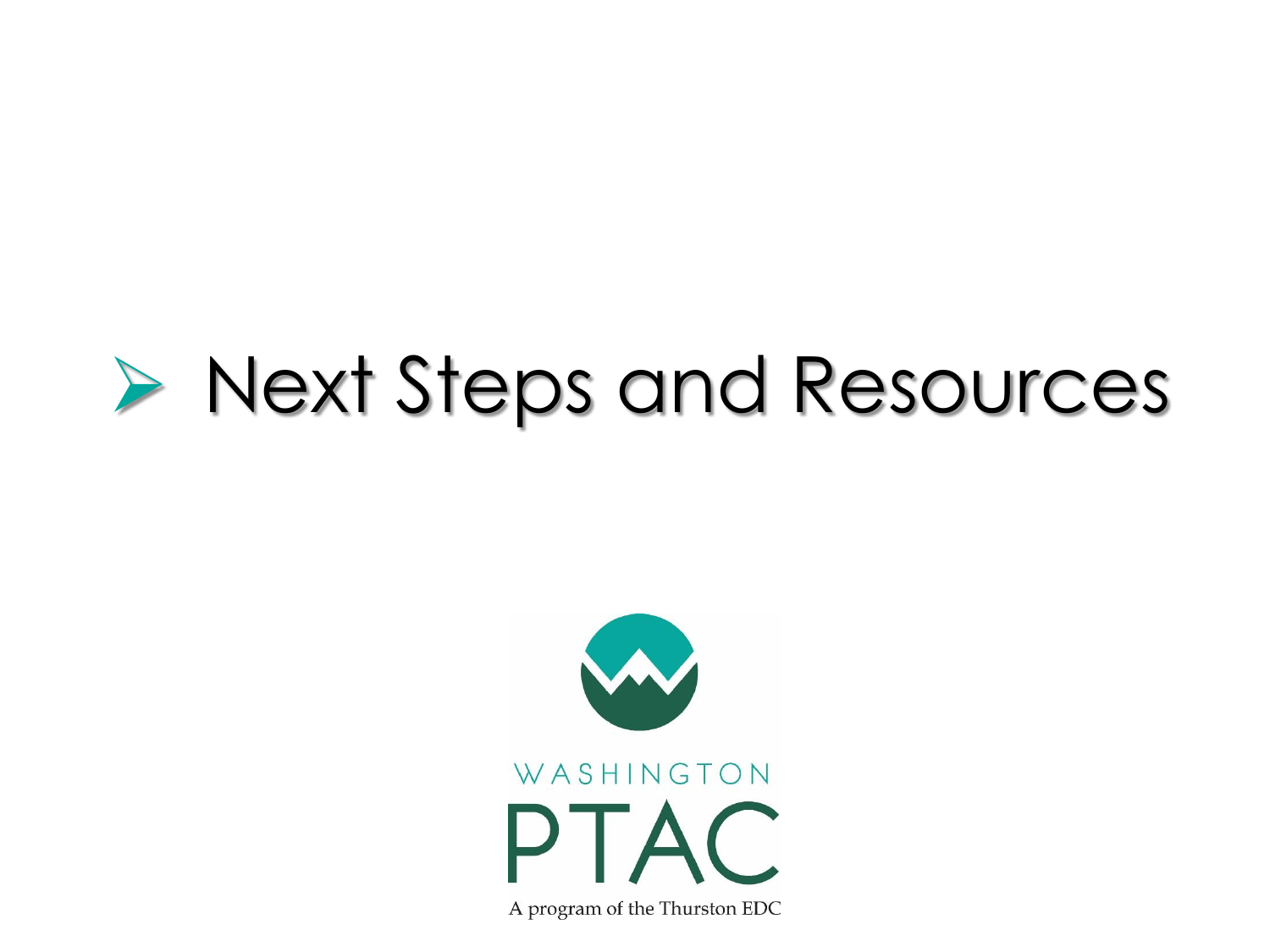# Next Steps and Resources

WASHINGTON

PTAC

A program of the Thurston EDC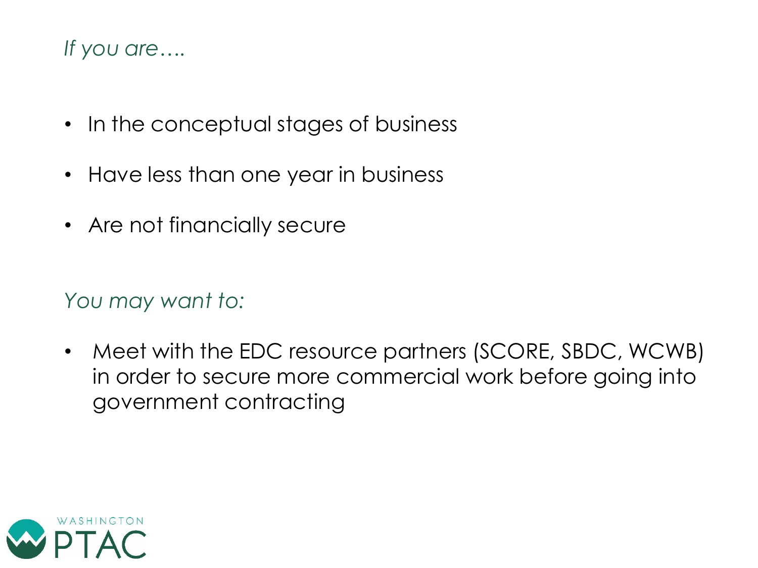*If you are….*

- In the conceptual stages of business
- Have less than one year in business
- Are not financially secure

*You may want to:*

- Meet with the EDC resource partners (SCORE, SBDC, WCWB) in order to secure more commercial work before going into government contracting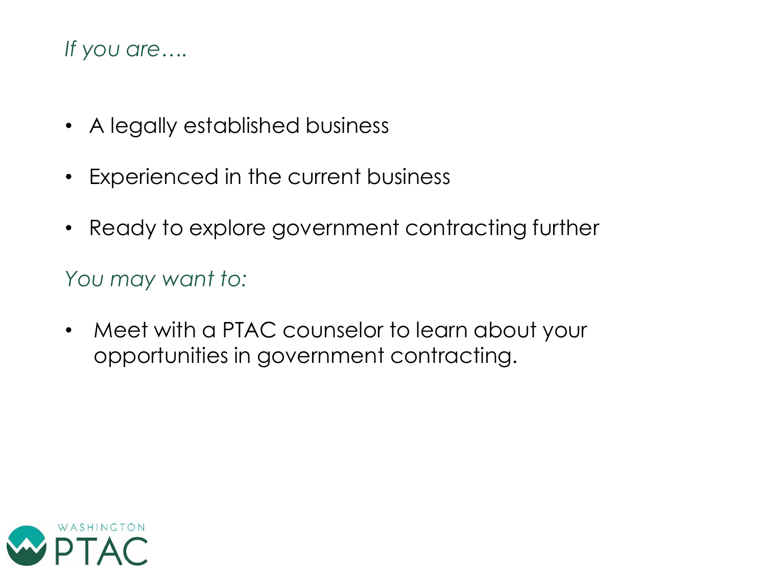*If you are….*

- A legally established business
- Experienced in the current business
- Ready to explore government contracting further

*You may want to:*

- Meet with a PTAC counselor to learn about your opportunities in government contracting.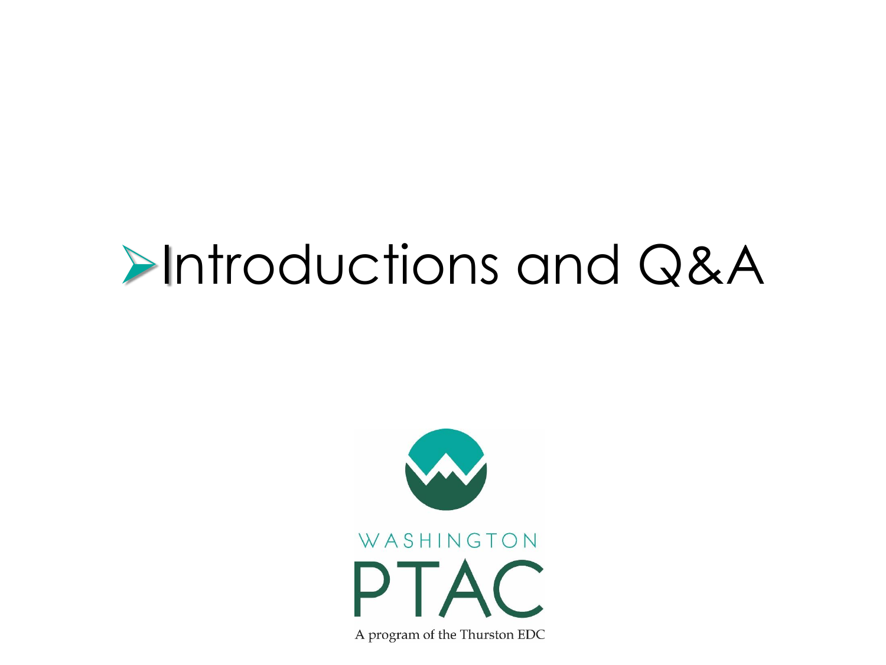- Introductions and Q&A

WASHINGTON

PTAC

A program of the Thurston EDC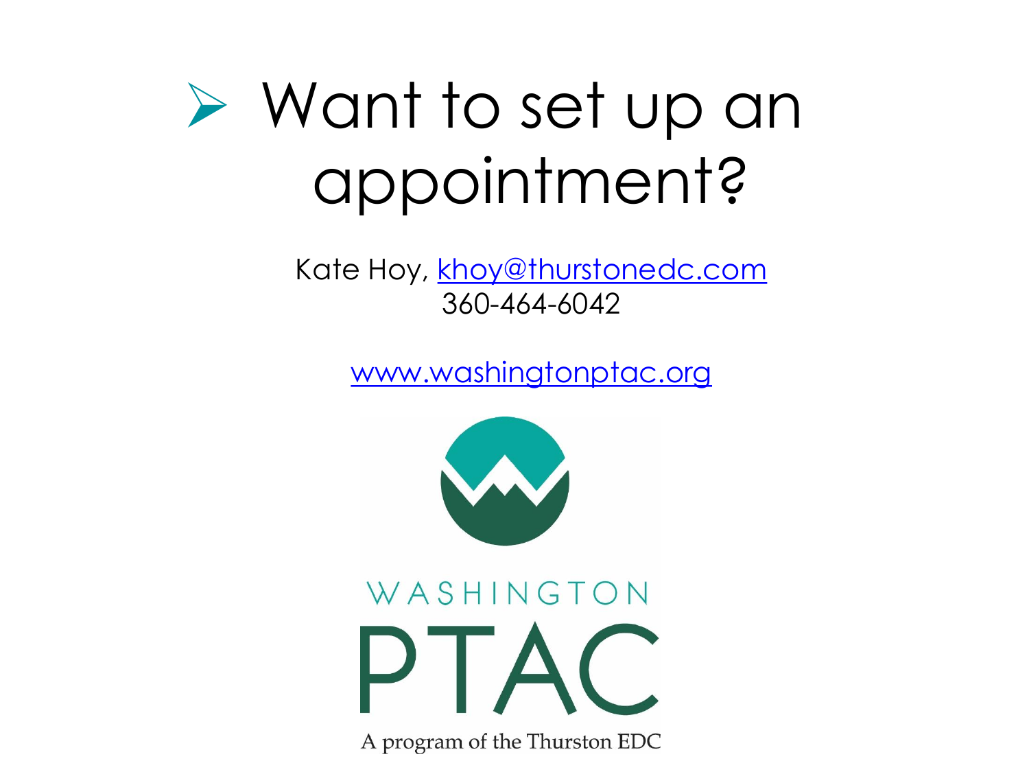# Want to set up an appointment?

Kate Hoy, khoy@thurstonedc.com
360-464-6042

www.washingtonptac.org

WASHINGTON
PTAC
A program of the Thurston EDC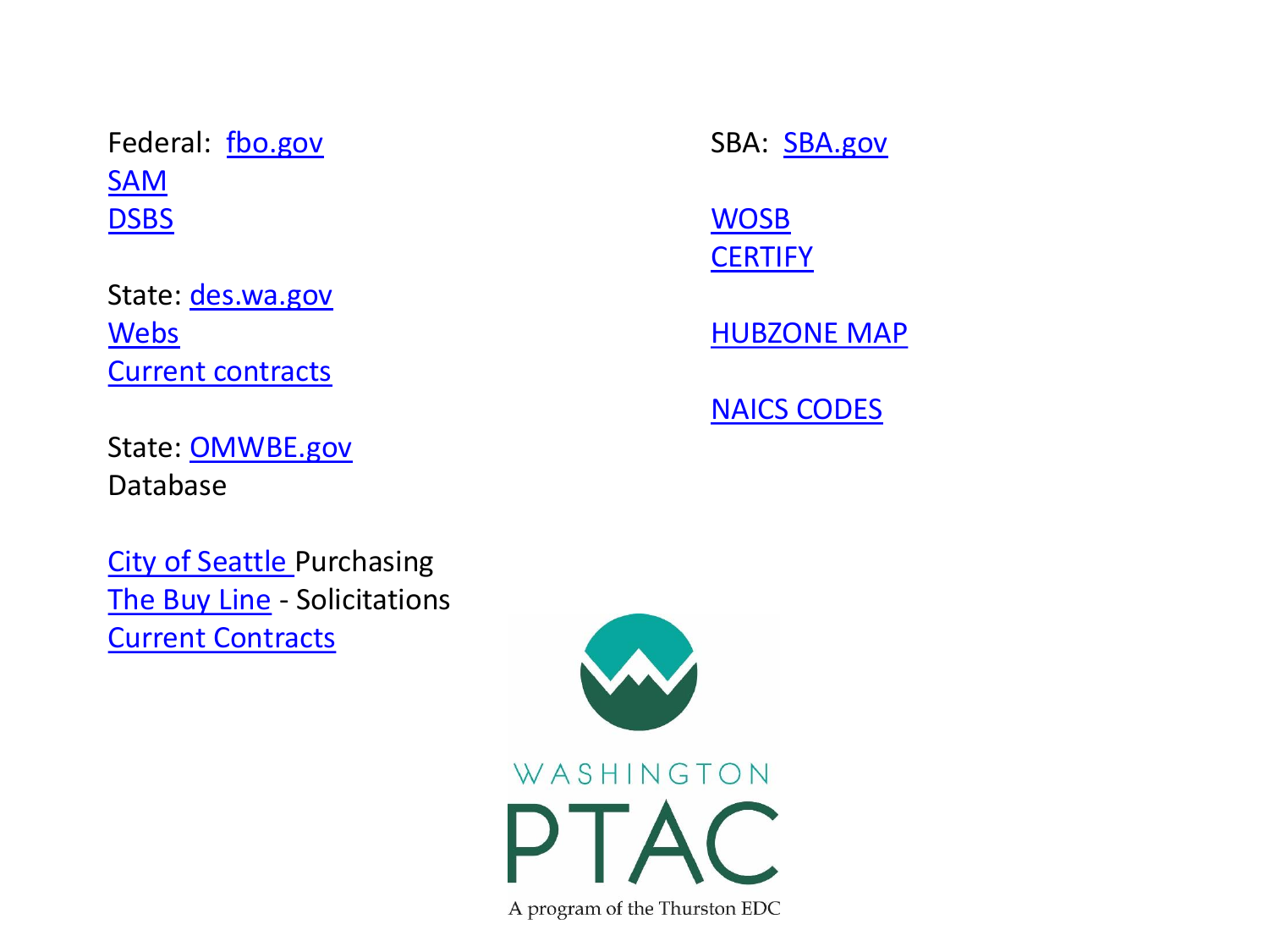Federal: fbo.gov
SAM
DSBS

State: des.wa.gov
Webs
Current contracts

State: OMWBE.gov
Database

City of Seattle Purchasing
The Buy Line - Solicitations
Current Contracts

SBA: SBA.gov

WOSB
CERTIFY

HUBZONE MAP

NAICS CODES

WASHINGTON
PTAC
A program of the Thurston EDC